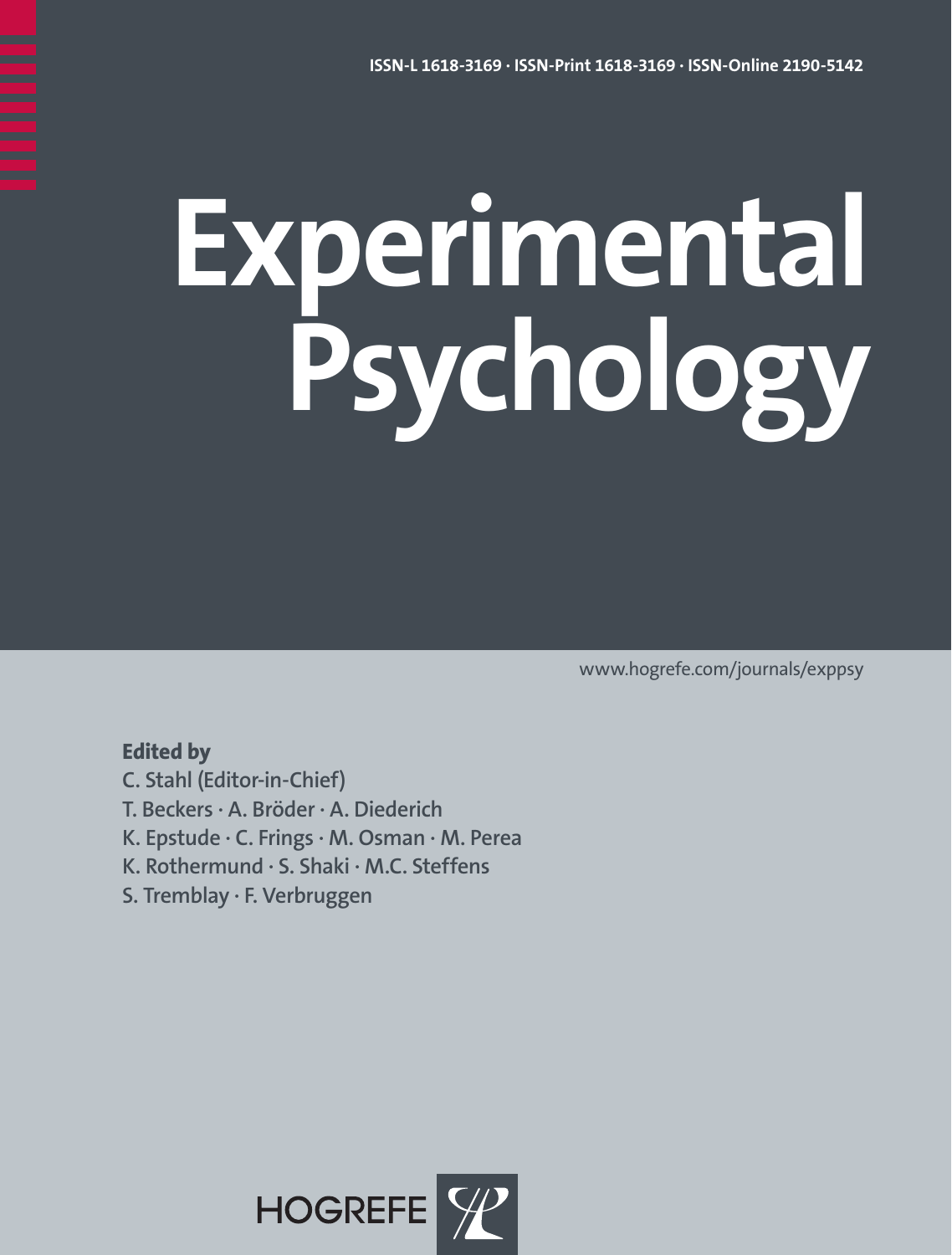ISSN-L 1618-3169 · ISSN-Print 1618-3169 · ISSN-Online 2190-5142

# Experimental Psychology

www.hogrefe.com/journals/exppsy

**Edited by**

C. Stahl (Editor-in-Chief)
T. Beckers · A. Bröder · A. Diederich
K. Epstude · C. Frings · M. Osman · M. Perea
K. Rothermund · S. Shaki · M.C. Steffens
S. Tremblay · F. Verbruggen

HOGREFE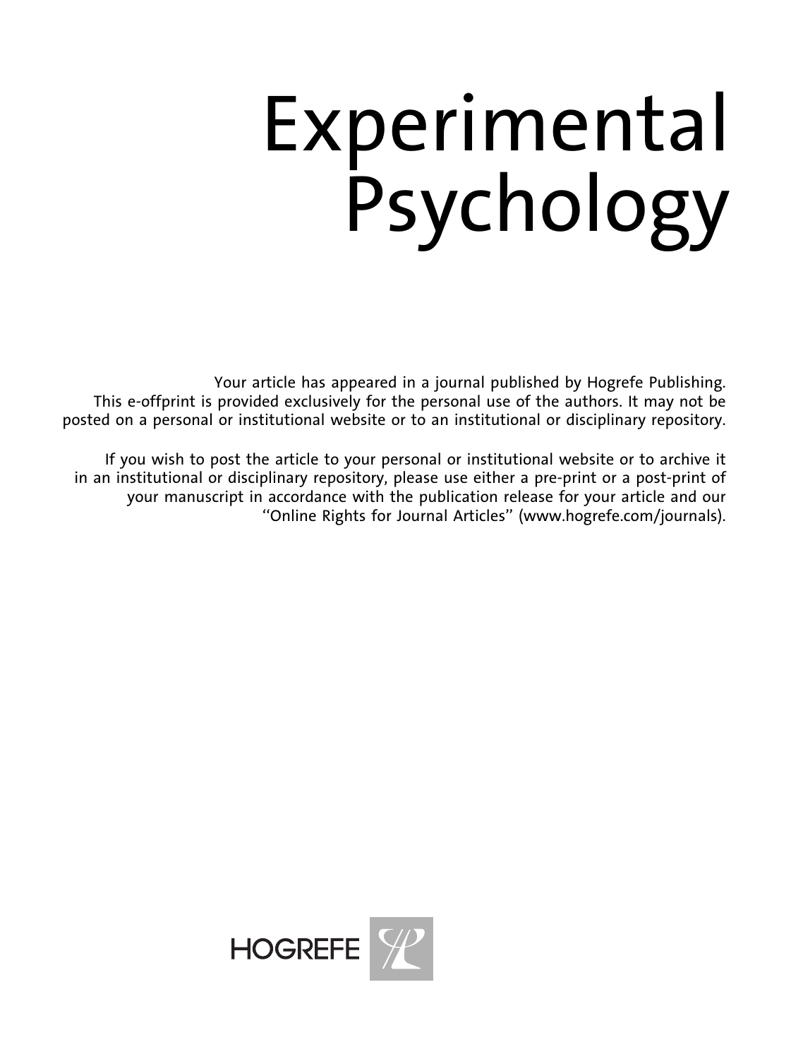# Experimental Psychology

Your article has appeared in a journal published by Hogrefe Publishing.
This e-offprint is provided exclusively for the personal use of the authors. It may not be posted on a personal or institutional website or to an institutional or disciplinary repository.

If you wish to post the article to your personal or institutional website or to archive it in an institutional or disciplinary repository, please use either a pre-print or a post-print of your manuscript in accordance with the publication release for your article and our "Online Rights for Journal Articles" (www.hogrefe.com/journals).

HOGREFE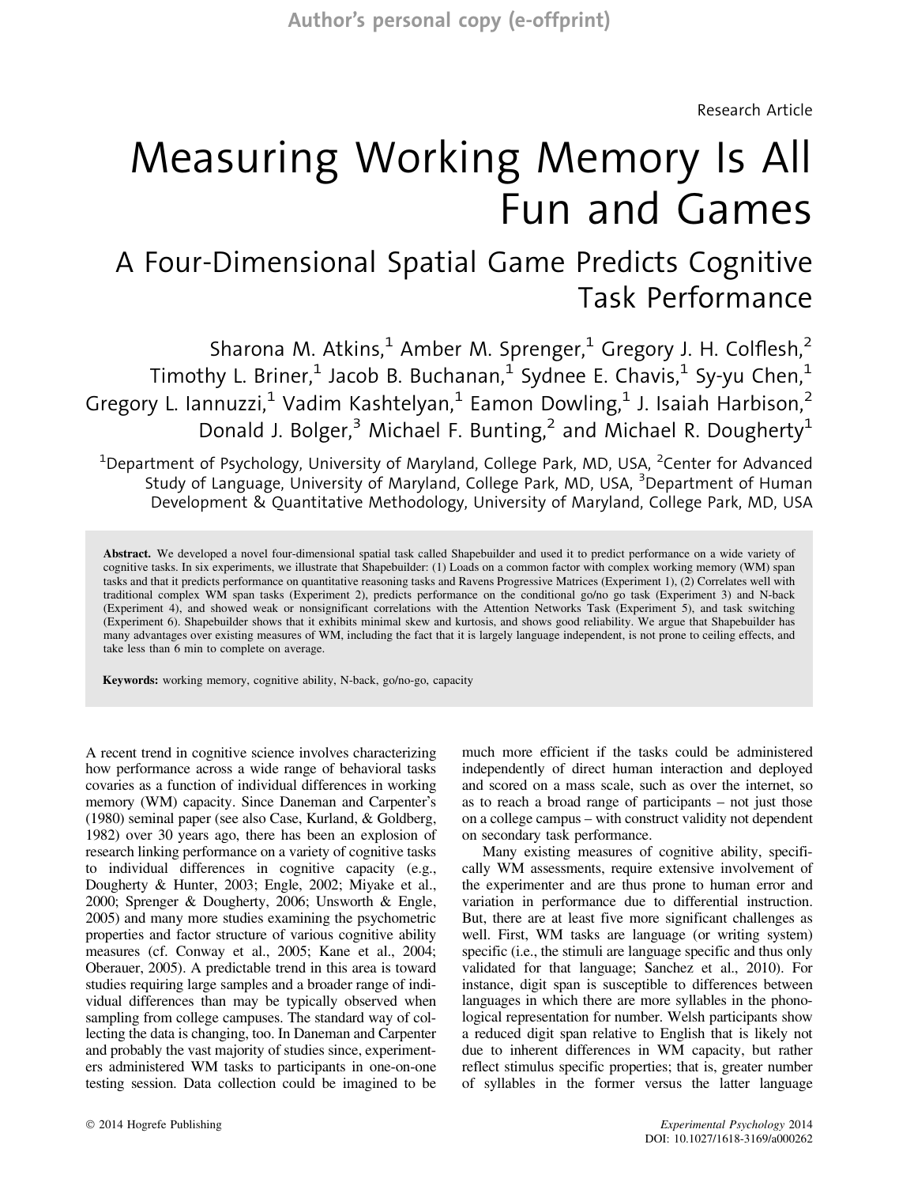Research Article

# Measuring Working Memory Is All Fun and Games

## A Four-Dimensional Spatial Game Predicts Cognitive Task Performance

Sharona M. Atkins,[1] Amber M. Sprenger,[1] Gregory J. H. Colflesh,[2] Timothy L. Briner,[1] Jacob B. Buchanan,[1] Sydnee E. Chavis,[1] Sy-yu Chen,[1] Gregory L. Iannuzzi,[1] Vadim Kashtelyan,[1] Eamon Dowling,[1] J. Isaiah Harbison,[2] Donald J. Bolger,[3] Michael F. Bunting,[2] and Michael R. Dougherty[1]

[1]Department of Psychology, University of Maryland, College Park, MD, USA, [2]Center for Advanced Study of Language, University of Maryland, College Park, MD, USA, [3]Department of Human Development & Quantitative Methodology, University of Maryland, College Park, MD, USA

**Abstract.** We developed a novel four-dimensional spatial task called Shapebuilder and used it to predict performance on a wide variety of cognitive tasks. In six experiments, we illustrate that Shapebuilder: (1) Loads on a common factor with complex working memory (WM) span tasks and that it predicts performance on quantitative reasoning tasks and Ravens Progressive Matrices (Experiment 1), (2) Correlates well with traditional complex WM span tasks (Experiment 2), predicts performance on the conditional go/no go task (Experiment 3) and N-back (Experiment 4), and showed weak or nonsignificant correlations with the Attention Networks Task (Experiment 5), and task switching (Experiment 6). Shapebuilder shows that it exhibits minimal skew and kurtosis, and shows good reliability. We argue that Shapebuilder has many advantages over existing measures of WM, including the fact that it is largely language independent, is not prone to ceiling effects, and take less than 6 min to complete on average.

**Keywords:** working memory, cognitive ability, N-back, go/no-go, capacity

A recent trend in cognitive science involves characterizing how performance across a wide range of behavioral tasks covaries as a function of individual differences in working memory (WM) capacity. Since Daneman and Carpenter's (1980) seminal paper (see also Case, Kurland, & Goldberg, 1982) over 30 years ago, there has been an explosion of research linking performance on a variety of cognitive tasks to individual differences in cognitive capacity (e.g., Dougherty & Hunter, 2003; Engle, 2002; Miyake et al., 2000; Sprenger & Dougherty, 2006; Unsworth & Engle, 2005) and many more studies examining the psychometric properties and factor structure of various cognitive ability measures (cf. Conway et al., 2005; Kane et al., 2004; Oberauer, 2005). A predictable trend in this area is toward studies requiring large samples and a broader range of individual differences than may be typically observed when sampling from college campuses. The standard way of collecting the data is changing, too. In Daneman and Carpenter and probably the vast majority of studies since, experimenters administered WM tasks to participants in one-on-one testing session. Data collection could be imagined to be much more efficient if the tasks could be administered independently of direct human interaction and deployed and scored on a mass scale, such as over the internet, so as to reach a broad range of participants – not just those on a college campus – with construct validity not dependent on secondary task performance.

Many existing measures of cognitive ability, specifically WM assessments, require extensive involvement of the experimenter and are thus prone to human error and variation in performance due to differential instruction. But, there are at least five more significant challenges as well. First, WM tasks are language (or writing system) specific (i.e., the stimuli are language specific and thus only validated for that language; Sanchez et al., 2010). For instance, digit span is susceptible to differences between languages in which there are more syllables in the phonological representation for number. Welsh participants show a reduced digit span relative to English that is likely not due to inherent differences in WM capacity, but rather reflect stimulus specific properties; that is, greater number of syllables in the former versus the latter language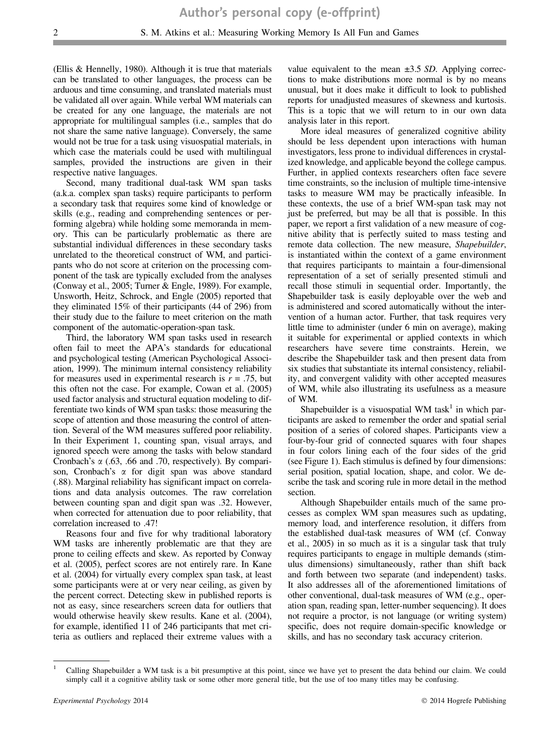(Ellis & Hennelly, 1980). Although it is true that materials can be translated to other languages, the process can be arduous and time consuming, and translated materials must be validated all over again. While verbal WM materials can be created for any one language, the materials are not appropriate for multilingual samples (i.e., samples that do not share the same native language). Conversely, the same would not be true for a task using visuospatial materials, in which case the materials could be used with multilingual samples, provided the instructions are given in their respective native languages.

Second, many traditional dual-task WM span tasks (a.k.a. complex span tasks) require participants to perform a secondary task that requires some kind of knowledge or skills (e.g., reading and comprehending sentences or performing algebra) while holding some memoranda in memory. This can be particularly problematic as there are substantial individual differences in these secondary tasks unrelated to the theoretical construct of WM, and participants who do not score at criterion on the processing component of the task are typically excluded from the analyses (Conway et al., 2005; Turner & Engle, 1989). For example, Unsworth, Heitz, Schrock, and Engle (2005) reported that they eliminated 15% of their participants (44 of 296) from their study due to the failure to meet criterion on the math component of the automatic-operation-span task.

Third, the laboratory WM span tasks used in research often fail to meet the APA's standards for educational and psychological testing (American Psychological Association, 1999). The minimum internal consistency reliability for measures used in experimental research is $r = .75$, but this often not the case. For example, Cowan et al. (2005) used factor analysis and structural equation modeling to differentiate two kinds of WM span tasks: those measuring the scope of attention and those measuring the control of attention. Several of the WM measures suffered poor reliability. In their Experiment 1, counting span, visual arrays, and ignored speech were among the tasks with below standard Cronbach's $\alpha$ (.63, .66 and .70, respectively). By comparison, Cronbach's $\alpha$ for digit span was above standard (.88). Marginal reliability has significant impact on correlations and data analysis outcomes. The raw correlation between counting span and digit span was .32. However, when corrected for attenuation due to poor reliability, that correlation increased to .47!

Reasons four and five for why traditional laboratory WM tasks are inherently problematic are that they are prone to ceiling effects and skew. As reported by Conway et al. (2005), perfect scores are not entirely rare. In Kane et al. (2004) for virtually every complex span task, at least some participants were at or very near ceiling, as given by the percent correct. Detecting skew in published reports is not as easy, since researchers screen data for outliers that would otherwise heavily skew results. Kane et al. (2004), for example, identified 11 of 246 participants that met criteria as outliers and replaced their extreme values with a value equivalent to the mean ±3.5 *SD*. Applying corrections to make distributions more normal is by no means unusual, but it does make it difficult to look to published reports for unadjusted measures of skewness and kurtosis. This is a topic that we will return to in our own data analysis later in this report.

More ideal measures of generalized cognitive ability should be less dependent upon interactions with human investigators, less prone to individual differences in crystalized knowledge, and applicable beyond the college campus. Further, in applied contexts researchers often face severe time constraints, so the inclusion of multiple time-intensive tasks to measure WM may be practically infeasible. In these contexts, the use of a brief WM-span task may not just be preferred, but may be all that is possible. In this paper, we report a first validation of a new measure of cognitive ability that is perfectly suited to mass testing and remote data collection. The new measure, *Shapebuilder*, is instantiated within the context of a game environment that requires participants to maintain a four-dimensional representation of a set of serially presented stimuli and recall those stimuli in sequential order. Importantly, the Shapebuilder task is easily deployable over the web and is administered and scored automatically without the intervention of a human actor. Further, that task requires very little time to administer (under 6 min on average), making it suitable for experimental or applied contexts in which researchers have severe time constraints. Herein, we describe the Shapebuilder task and then present data from six studies that substantiate its internal consistency, reliability, and convergent validity with other accepted measures of WM, while also illustrating its usefulness as a measure of WM.

Shapebuilder is a visuospatial WM task[1] in which participants are asked to remember the order and spatial serial position of a series of colored shapes. Participants view a four-by-four grid of connected squares with four shapes in four colors lining each of the four sides of the grid (see Figure 1). Each stimulus is defined by four dimensions: serial position, spatial location, shape, and color. We describe the task and scoring rule in more detail in the method section.

Although Shapebuilder entails much of the same processes as complex WM span measures such as updating, memory load, and interference resolution, it differs from the established dual-task measures of WM (cf. Conway et al., 2005) in so much as it is a singular task that truly requires participants to engage in multiple demands (stimulus dimensions) simultaneously, rather than shift back and forth between two separate (and independent) tasks. It also addresses all of the aforementioned limitations of other conventional, dual-task measures of WM (e.g., operation span, reading span, letter-number sequencing). It does not require a proctor, is not language (or writing system) specific, does not require domain-specific knowledge or skills, and has no secondary task accuracy criterion.

---

[1] Calling Shapebuilder a WM task is a bit presumptive at this point, since we have yet to present the data behind our claim. We could simply call it a cognitive ability task or some other more general title, but the use of too many titles may be confusing.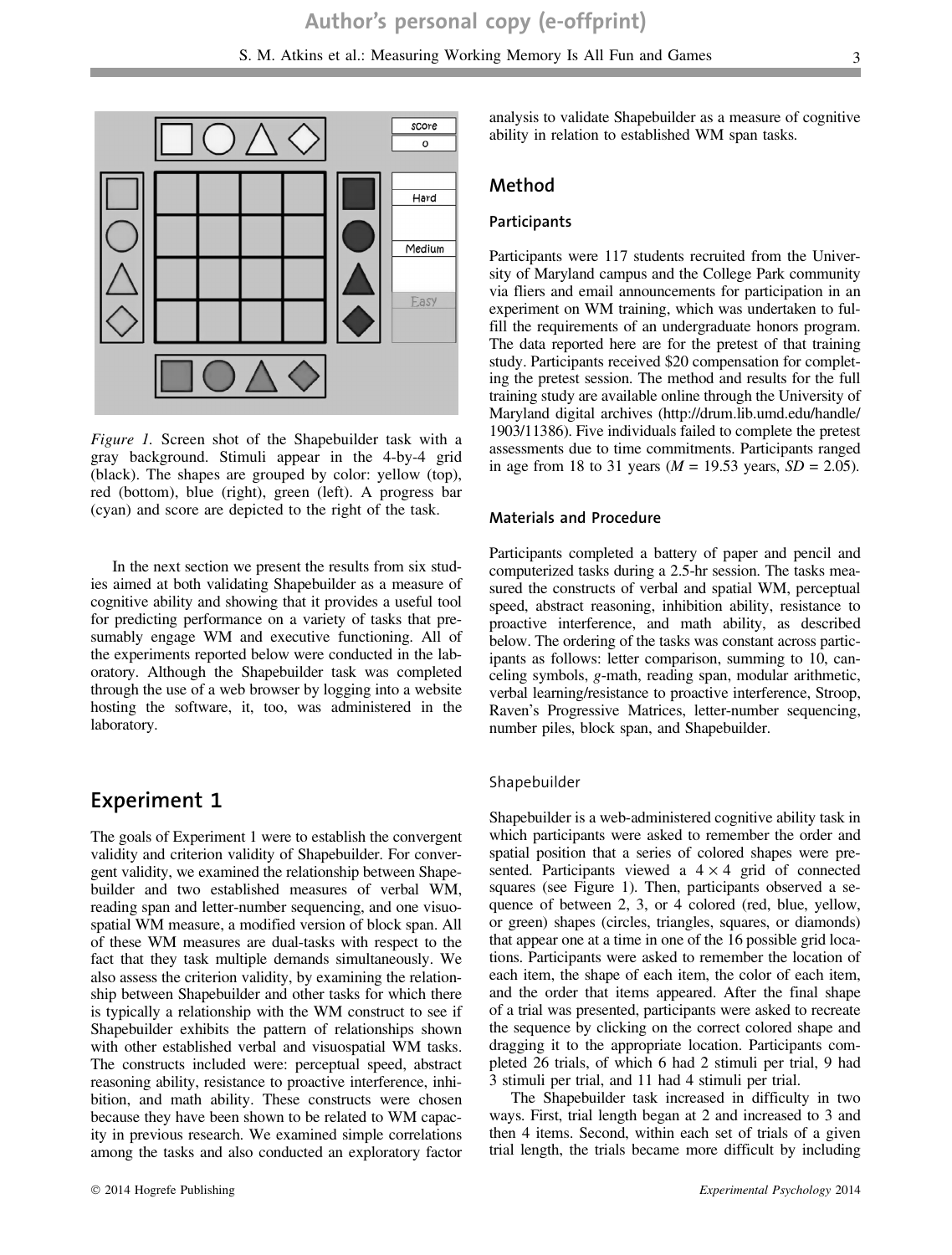*Figure 1.* Screen shot of the Shapebuilder task with a gray background. Stimuli appear in the 4-by-4 grid (black). The shapes are grouped by color: yellow (top), red (bottom), blue (right), green (left). A progress bar (cyan) and score are depicted to the right of the task.

In the next section we present the results from six studies aimed at both validating Shapebuilder as a measure of cognitive ability and showing that it provides a useful tool for predicting performance on a variety of tasks that presumably engage WM and executive functioning. All of the experiments reported below were conducted in the laboratory. Although the Shapebuilder task was completed through the use of a web browser by logging into a website hosting the software, it, too, was administered in the laboratory.

# Experiment 1

The goals of Experiment 1 were to establish the convergent validity and criterion validity of Shapebuilder. For convergent validity, we examined the relationship between Shapebuilder and two established measures of verbal WM, reading span and letter-number sequencing, and one visuospatial WM measure, a modified version of block span. All of these WM measures are dual-tasks with respect to the fact that they task multiple demands simultaneously. We also assess the criterion validity, by examining the relationship between Shapebuilder and other tasks for which there is typically a relationship with the WM construct to see if Shapebuilder exhibits the pattern of relationships shown with other established verbal and visuospatial WM tasks. The constructs included were: perceptual speed, abstract reasoning ability, resistance to proactive interference, inhibition, and math ability. These constructs were chosen because they have been shown to be related to WM capacity in previous research. We examined simple correlations among the tasks and also conducted an exploratory factor analysis to validate Shapebuilder as a measure of cognitive ability in relation to established WM span tasks.

## Method

### Participants

Participants were 117 students recruited from the University of Maryland campus and the College Park community via fliers and email announcements for participation in an experiment on WM training, which was undertaken to fulfill the requirements of an undergraduate honors program. The data reported here are for the pretest of that training study. Participants received $20 compensation for completing the pretest session. The method and results for the full training study are available online through the University of Maryland digital archives (http://drum.lib.umd.edu/handle/1903/11386). Five individuals failed to complete the pretest assessments due to time commitments. Participants ranged in age from 18 to 31 years ($M$ = 19.53 years, $SD$ = 2.05).

### Materials and Procedure

Participants completed a battery of paper and pencil and computerized tasks during a 2.5-hr session. The tasks measured the constructs of verbal and spatial WM, perceptual speed, abstract reasoning, inhibition ability, resistance to proactive interference, and math ability, as described below. The ordering of the tasks was constant across participants as follows: letter comparison, summing to 10, canceling symbols, *g*-math, reading span, modular arithmetic, verbal learning/resistance to proactive interference, Stroop, Raven's Progressive Matrices, letter-number sequencing, number piles, block span, and Shapebuilder.

#### Shapebuilder

Shapebuilder is a web-administered cognitive ability task in which participants were asked to remember the order and spatial position that a series of colored shapes were presented. Participants viewed a $4 \times 4$ grid of connected squares (see Figure 1). Then, participants observed a sequence of between 2, 3, or 4 colored (red, blue, yellow, or green) shapes (circles, triangles, squares, or diamonds) that appear one at a time in one of the 16 possible grid locations. Participants were asked to remember the location of each item, the shape of each item, the color of each item, and the order that items appeared. After the final shape of a trial was presented, participants were asked to recreate the sequence by clicking on the correct colored shape and dragging it to the appropriate location. Participants completed 26 trials, of which 6 had 2 stimuli per trial, 9 had 3 stimuli per trial, and 11 had 4 stimuli per trial.

The Shapebuilder task increased in difficulty in two ways. First, trial length began at 2 and increased to 3 and then 4 items. Second, within each set of trials of a given trial length, the trials became more difficult by including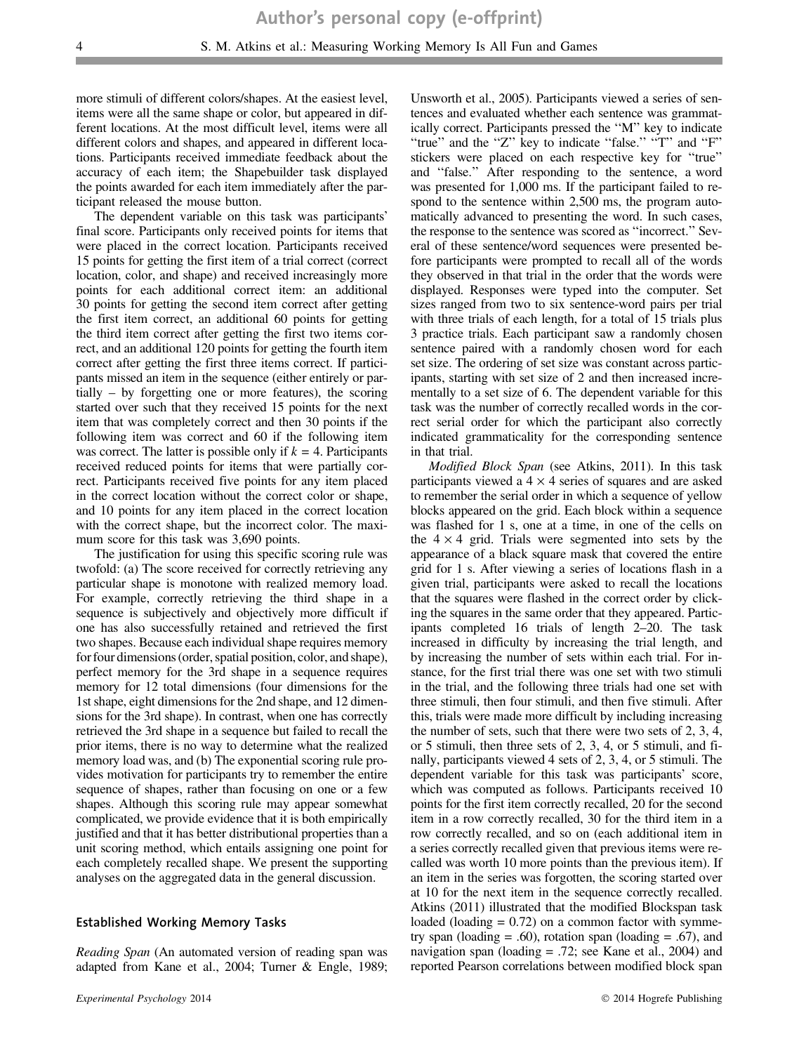more stimuli of different colors/shapes. At the easiest level, items were all the same shape or color, but appeared in different locations. At the most difficult level, items were all different colors and shapes, and appeared in different locations. Participants received immediate feedback about the accuracy of each item; the Shapebuilder task displayed the points awarded for each item immediately after the participant released the mouse button.

The dependent variable on this task was participants' final score. Participants only received points for items that were placed in the correct location. Participants received 15 points for getting the first item of a trial correct (correct location, color, and shape) and received increasingly more points for each additional correct item: an additional 30 points for getting the second item correct after getting the first item correct, an additional 60 points for getting the third item correct after getting the first two items correct, and an additional 120 points for getting the fourth item correct after getting the first three items correct. If participants missed an item in the sequence (either entirely or partially – by forgetting one or more features), the scoring started over such that they received 15 points for the next item that was completely correct and then 30 points if the following item was correct and 60 if the following item was correct. The latter is possible only if $k = 4$. Participants received reduced points for items that were partially correct. Participants received five points for any item placed in the correct location without the correct color or shape, and 10 points for any item placed in the correct location with the correct shape, but the incorrect color. The maximum score for this task was 3,690 points.

The justification for using this specific scoring rule was twofold: (a) The score received for correctly retrieving any particular shape is monotone with realized memory load. For example, correctly retrieving the third shape in a sequence is subjectively and objectively more difficult if one has also successfully retained and retrieved the first two shapes. Because each individual shape requires memory for four dimensions (order, spatial position, color, and shape), perfect memory for the 3rd shape in a sequence requires memory for 12 total dimensions (four dimensions for the 1st shape, eight dimensions for the 2nd shape, and 12 dimensions for the 3rd shape). In contrast, when one has correctly retrieved the 3rd shape in a sequence but failed to recall the prior items, there is no way to determine what the realized memory load was, and (b) The exponential scoring rule provides motivation for participants try to remember the entire sequence of shapes, rather than focusing on one or a few shapes. Although this scoring rule may appear somewhat complicated, we provide evidence that it is both empirically justified and that it has better distributional properties than a unit scoring method, which entails assigning one point for each completely recalled shape. We present the supporting analyses on the aggregated data in the general discussion.

### Established Working Memory Tasks

*Reading Span* (An automated version of reading span was adapted from Kane et al., 2004; Turner & Engle, 1989; Unsworth et al., 2005). Participants viewed a series of sentences and evaluated whether each sentence was grammatically correct. Participants pressed the "M" key to indicate "true" and the "Z" key to indicate "false." "T" and "F" stickers were placed on each respective key for "true" and "false." After responding to the sentence, a word was presented for 1,000 ms. If the participant failed to respond to the sentence within 2,500 ms, the program automatically advanced to presenting the word. In such cases, the response to the sentence was scored as "incorrect." Several of these sentence/word sequences were presented before participants were prompted to recall all of the words they observed in that trial in the order that the words were displayed. Responses were typed into the computer. Set sizes ranged from two to six sentence-word pairs per trial with three trials of each length, for a total of 15 trials plus 3 practice trials. Each participant saw a randomly chosen sentence paired with a randomly chosen word for each set size. The ordering of set size was constant across participants, starting with set size of 2 and then increased incrementally to a set size of 6. The dependent variable for this task was the number of correctly recalled words in the correct serial order for which the participant also correctly indicated grammaticality for the corresponding sentence in that trial.

*Modified Block Span* (see Atkins, 2011). In this task participants viewed a $4 \times 4$ series of squares and are asked to remember the serial order in which a sequence of yellow blocks appeared on the grid. Each block within a sequence was flashed for 1 s, one at a time, in one of the cells on the $4 \times 4$ grid. Trials were segmented into sets by the appearance of a black square mask that covered the entire grid for 1 s. After viewing a series of locations flash in a given trial, participants were asked to recall the locations that the squares were flashed in the correct order by clicking the squares in the same order that they appeared. Participants completed 16 trials of length 2–20. The task increased in difficulty by increasing the trial length, and by increasing the number of sets within each trial. For instance, for the first trial there was one set with two stimuli in the trial, and the following three trials had one set with three stimuli, then four stimuli, and then five stimuli. After this, trials were made more difficult by including increasing the number of sets, such that there were two sets of 2, 3, 4, or 5 stimuli, then three sets of 2, 3, 4, or 5 stimuli, and finally, participants viewed 4 sets of 2, 3, 4, or 5 stimuli. The dependent variable for this task was participants' score, which was computed as follows. Participants received 10 points for the first item correctly recalled, 20 for the second item in a row correctly recalled, 30 for the third item in a row correctly recalled, and so on (each additional item in a series correctly recalled given that previous items were recalled was worth 10 more points than the previous item). If an item in the series was forgotten, the scoring started over at 10 for the next item in the sequence correctly recalled. Atkins (2011) illustrated that the modified Blockspan task loaded (loading = 0.72) on a common factor with symmetry span (loading = .60), rotation span (loading = .67), and navigation span (loading = .72; see Kane et al., 2004) and reported Pearson correlations between modified block span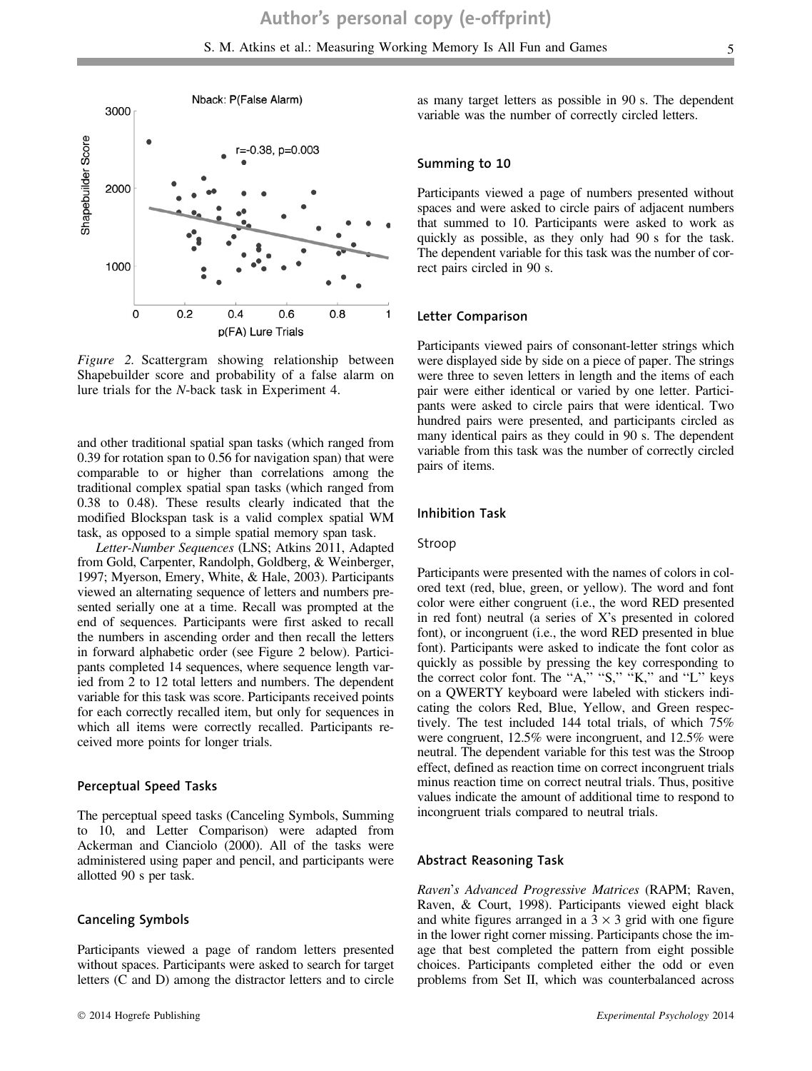Figure 2. Scattergram showing relationship between Shapebuilder score and probability of a false alarm on lure trials for the N-back task in Experiment 4.

and other traditional spatial span tasks (which ranged from 0.39 for rotation span to 0.56 for navigation span) that were comparable to or higher than correlations among the traditional complex spatial span tasks (which ranged from 0.38 to 0.48). These results clearly indicated that the modified Blockspan task is a valid complex spatial WM task, as opposed to a simple spatial memory span task.

*Letter-Number Sequences* (LNS; Atkins 2011, Adapted from Gold, Carpenter, Randolph, Goldberg, & Weinberger, 1997; Myerson, Emery, White, & Hale, 2003). Participants viewed an alternating sequence of letters and numbers presented serially one at a time. Recall was prompted at the end of sequences. Participants were first asked to recall the numbers in ascending order and then recall the letters in forward alphabetic order (see Figure 2 below). Participants completed 14 sequences, where sequence length varied from 2 to 12 total letters and numbers. The dependent variable for this task was score. Participants received points for each correctly recalled item, but only for sequences in which all items were correctly recalled. Participants received more points for longer trials.

### Perceptual Speed Tasks

The perceptual speed tasks (Canceling Symbols, Summing to 10, and Letter Comparison) were adapted from Ackerman and Cianciolo (2000). All of the tasks were administered using paper and pencil, and participants were allotted 90 s per task.

### Canceling Symbols

Participants viewed a page of random letters presented without spaces. Participants were asked to search for target letters (C and D) among the distractor letters and to circle as many target letters as possible in 90 s. The dependent variable was the number of correctly circled letters.

### Summing to 10

Participants viewed a page of numbers presented without spaces and were asked to circle pairs of adjacent numbers that summed to 10. Participants were asked to work as quickly as possible, as they only had 90 s for the task. The dependent variable for this task was the number of correct pairs circled in 90 s.

### Letter Comparison

Participants viewed pairs of consonant-letter strings which were displayed side by side on a piece of paper. The strings were three to seven letters in length and the items of each pair were either identical or varied by one letter. Participants were asked to circle pairs that were identical. Two hundred pairs were presented, and participants circled as many identical pairs as they could in 90 s. The dependent variable from this task was the number of correctly circled pairs of items.

### Inhibition Task

#### Stroop

Participants were presented with the names of colors in colored text (red, blue, green, or yellow). The word and font color were either congruent (i.e., the word RED presented in red font) neutral (a series of X's presented in colored font), or incongruent (i.e., the word RED presented in blue font). Participants were asked to indicate the font color as quickly as possible by pressing the key corresponding to the correct color font. The "A," "S," "K," and "L" keys on a QWERTY keyboard were labeled with stickers indicating the colors Red, Blue, Yellow, and Green respectively. The test included 144 total trials, of which 75% were congruent, 12.5% were incongruent, and 12.5% were neutral. The dependent variable for this test was the Stroop effect, defined as reaction time on correct incongruent trials minus reaction time on correct neutral trials. Thus, positive values indicate the amount of additional time to respond to incongruent trials compared to neutral trials.

### Abstract Reasoning Task

*Raven's Advanced Progressive Matrices* (RAPM; Raven, Raven, & Court, 1998). Participants viewed eight black and white figures arranged in a $3 \times 3$ grid with one figure in the lower right corner missing. Participants chose the image that best completed the pattern from eight possible choices. Participants completed either the odd or even problems from Set II, which was counterbalanced across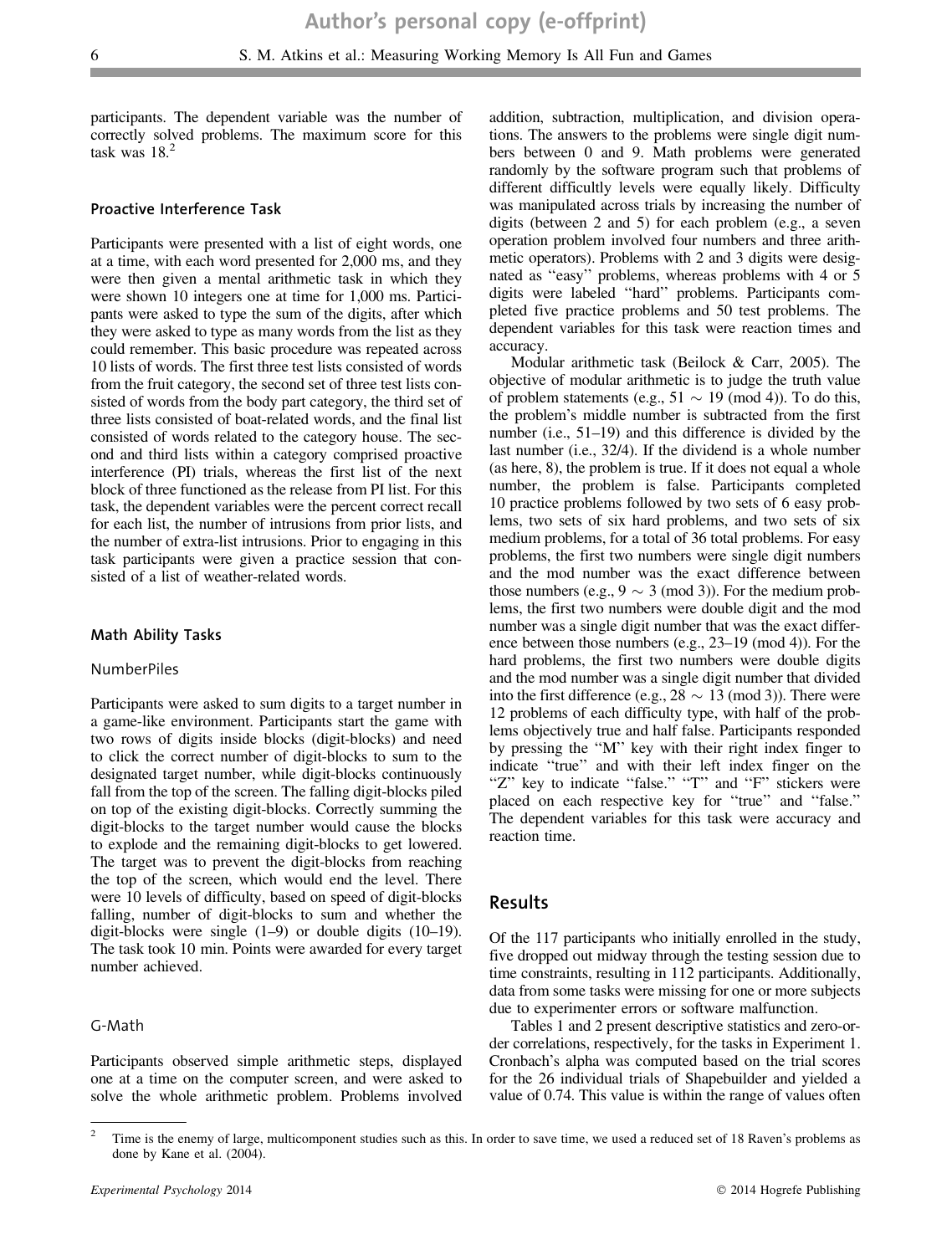participants. The dependent variable was the number of correctly solved problems. The maximum score for this task was 18.[2]

### Proactive Interference Task

Participants were presented with a list of eight words, one at a time, with each word presented for 2,000 ms, and they were then given a mental arithmetic task in which they were shown 10 integers one at time for 1,000 ms. Participants were asked to type the sum of the digits, after which they were asked to type as many words from the list as they could remember. This basic procedure was repeated across 10 lists of words. The first three test lists consisted of words from the fruit category, the second set of three test lists consisted of words from the body part category, the third set of three lists consisted of boat-related words, and the final list consisted of words related to the category house. The second and third lists within a category comprised proactive interference (PI) trials, whereas the first list of the next block of three functioned as the release from PI list. For this task, the dependent variables were the percent correct recall for each list, the number of intrusions from prior lists, and the number of extra-list intrusions. Prior to engaging in this task participants were given a practice session that consisted of a list of weather-related words.

### Math Ability Tasks

#### NumberPiles

Participants were asked to sum digits to a target number in a game-like environment. Participants start the game with two rows of digits inside blocks (digit-blocks) and need to click the correct number of digit-blocks to sum to the designated target number, while digit-blocks continuously fall from the top of the screen. The falling digit-blocks piled on top of the existing digit-blocks. Correctly summing the digit-blocks to the target number would cause the blocks to explode and the remaining digit-blocks to get lowered. The target was to prevent the digit-blocks from reaching the top of the screen, which would end the level. There were 10 levels of difficulty, based on speed of digit-blocks falling, number of digit-blocks to sum and whether the digit-blocks were single (1–9) or double digits (10–19). The task took 10 min. Points were awarded for every target number achieved.

#### G-Math

Participants observed simple arithmetic steps, displayed one at a time on the computer screen, and were asked to solve the whole arithmetic problem. Problems involved addition, subtraction, multiplication, and division operations. The answers to the problems were single digit numbers between 0 and 9. Math problems were generated randomly by the software program such that problems of different difficultly levels were equally likely. Difficulty was manipulated across trials by increasing the number of digits (between 2 and 5) for each problem (e.g., a seven operation problem involved four numbers and three arithmetic operators). Problems with 2 and 3 digits were designated as "easy" problems, whereas problems with 4 or 5 digits were labeled "hard" problems. Participants completed five practice problems and 50 test problems. The dependent variables for this task were reaction times and accuracy.

Modular arithmetic task (Beilock & Carr, 2005). The objective of modular arithmetic is to judge the truth value of problem statements (e.g., $51 \sim 19 \pmod 4$). To do this, the problem's middle number is subtracted from the first number (i.e., 51–19) and this difference is divided by the last number (i.e., 32/4). If the dividend is a whole number (as here, 8), the problem is true. If it does not equal a whole number, the problem is false. Participants completed 10 practice problems followed by two sets of 6 easy problems, two sets of six hard problems, and two sets of six medium problems, for a total of 36 total problems. For easy problems, the first two numbers were single digit numbers and the mod number was the exact difference between those numbers (e.g., $9 \sim 3 \pmod 3$). For the medium problems, the first two numbers were double digit and the mod number was a single digit number that was the exact difference between those numbers (e.g., 23–19 (mod 4)). For the hard problems, the first two numbers were double digits and the mod number was a single digit number that divided into the first difference (e.g., $28 \sim 13 \pmod 3$). There were 12 problems of each difficulty type, with half of the problems objectively true and half false. Participants responded by pressing the "M" key with their right index finger to indicate "true" and with their left index finger on the "Z" key to indicate "false." "T" and "F" stickers were placed on each respective key for "true" and "false." The dependent variables for this task were accuracy and reaction time.

## Results

Of the 117 participants who initially enrolled in the study, five dropped out midway through the testing session due to time constraints, resulting in 112 participants. Additionally, data from some tasks were missing for one or more subjects due to experimenter errors or software malfunction.

Tables 1 and 2 present descriptive statistics and zero-order correlations, respectively, for the tasks in Experiment 1. Cronbach's alpha was computed based on the trial scores for the 26 individual trials of Shapebuilder and yielded a value of 0.74. This value is within the range of values often

---

[2] Time is the enemy of large, multicomponent studies such as this. In order to save time, we used a reduced set of 18 Raven's problems as done by Kane et al. (2004).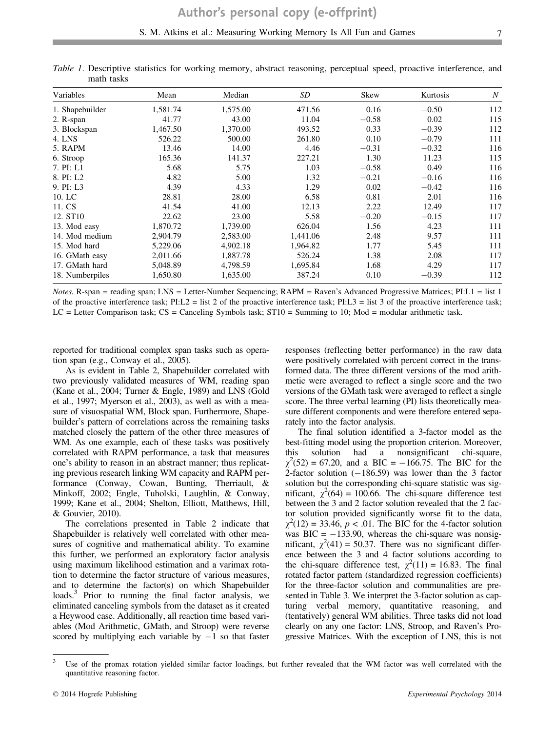Table 1. Descriptive statistics for working memory, abstract reasoning, perceptual speed, proactive interference, and math tasks

| Variables | Mean | Median | *SD* | Skew | Kurtosis | *N* |
|---|---|---|---|---|---|---|
| 1. Shapebuilder | 1,581.74 | 1,575.00 | 471.56 | 0.16 | −0.50 | 112 |
| 2. R-span | 41.77 | 43.00 | 11.04 | −0.58 | 0.02 | 115 |
| 3. Blockspan | 1,467.50 | 1,370.00 | 493.52 | 0.33 | −0.39 | 112 |
| 4. LNS | 526.22 | 500.00 | 261.80 | 0.10 | −0.79 | 111 |
| 5. RAPM | 13.46 | 14.00 | 4.46 | −0.31 | −0.32 | 116 |
| 6. Stroop | 165.36 | 141.37 | 227.21 | 1.30 | 11.23 | 115 |
| 7. PI: L1 | 5.68 | 5.75 | 1.03 | −0.58 | 0.49 | 116 |
| 8. PI: L2 | 4.82 | 5.00 | 1.32 | −0.21 | −0.16 | 116 |
| 9. PI: L3 | 4.39 | 4.33 | 1.29 | 0.02 | −0.42 | 116 |
| 10. LC | 28.81 | 28.00 | 6.58 | 0.81 | 2.01 | 116 |
| 11. CS | 41.54 | 41.00 | 12.13 | 2.22 | 12.49 | 117 |
| 12. ST10 | 22.62 | 23.00 | 5.58 | −0.20 | −0.15 | 117 |
| 13. Mod easy | 1,870.72 | 1,739.00 | 626.04 | 1.56 | 4.23 | 111 |
| 14. Mod medium | 2,904.79 | 2,583.00 | 1,441.06 | 2.48 | 9.57 | 111 |
| 15. Mod hard | 5,229.06 | 4,902.18 | 1,964.82 | 1.77 | 5.45 | 111 |
| 16. GMath easy | 2,011.66 | 1,887.78 | 526.24 | 1.38 | 2.08 | 117 |
| 17. GMath hard | 5,048.89 | 4,798.59 | 1,695.84 | 1.68 | 4.29 | 117 |
| 18. Numberpiles | 1,650.80 | 1,635.00 | 387.24 | 0.10 | −0.39 | 112 |

*Notes.* R-span = reading span; LNS = Letter-Number Sequencing; RAPM = Raven's Advanced Progressive Matrices; PI:L1 = list 1 of the proactive interference task; PI:L2 = list 2 of the proactive interference task; PI:L3 = list 3 of the proactive interference task; LC = Letter Comparison task; CS = Canceling Symbols task; ST10 = Summing to 10; Mod = modular arithmetic task.

reported for traditional complex span tasks such as operation span (e.g., Conway et al., 2005).

As is evident in Table 2, Shapebuilder correlated with two previously validated measures of WM, reading span (Kane et al., 2004; Turner & Engle, 1989) and LNS (Gold et al., 1997; Myerson et al., 2003), as well as with a measure of visuospatial WM, Block span. Furthermore, Shapebuilder's pattern of correlations across the remaining tasks matched closely the pattern of the other three measures of WM. As one example, each of these tasks was positively correlated with RAPM performance, a task that measures one's ability to reason in an abstract manner; thus replicating previous research linking WM capacity and RAPM performance (Conway, Cowan, Bunting, Therriault, & Minkoff, 2002; Engle, Tuholski, Laughlin, & Conway, 1999; Kane et al., 2004; Shelton, Elliott, Matthews, Hill, & Gouvier, 2010).

The correlations presented in Table 2 indicate that Shapebuilder is relatively well correlated with other measures of cognitive and mathematical ability. To examine this further, we performed an exploratory factor analysis using maximum likelihood estimation and a varimax rotation to determine the factor structure of various measures, and to determine the factor(s) on which Shapebuilder loads.[3] Prior to running the final factor analysis, we eliminated canceling symbols from the dataset as it created a Heywood case. Additionally, all reaction time based variables (Mod Arithmetic, GMath, and Stroop) were reverse scored by multiplying each variable by −1 so that faster responses (reflecting better performance) in the raw data were positively correlated with percent correct in the transformed data. The three different versions of the mod arithmetic were averaged to reflect a single score and the two versions of the GMath task were averaged to reflect a single score. The three verbal learning (PI) lists theoretically measure different components and were therefore entered separately into the factor analysis.

The final solution identified a 3-factor model as the best-fitting model using the proportion criterion. Moreover, this solution had a nonsignificant chi-square, $\chi^2(52) = 67.20$, and a BIC = −166.75. The BIC for the 2-factor solution (−186.59) was lower than the 3 factor solution but the corresponding chi-square statistic was significant, $\chi^2(64) = 100.66$. The chi-square difference test between the 3 and 2 factor solution revealed that the 2 factor solution provided significantly worse fit to the data, $\chi^2(12) = 33.46$, $p < .01$. The BIC for the 4-factor solution was BIC = −133.90, whereas the chi-square was nonsignificant, $\chi^2(41) = 50.37$. There was no significant difference between the 3 and 4 factor solutions according to the chi-square difference test, $\chi^2(11) = 16.83$. The final rotated factor pattern (standardized regression coefficients) for the three-factor solution and communalities are presented in Table 3. We interpret the 3-factor solution as capturing verbal memory, quantitative reasoning, and (tentatively) general WM abilities. Three tasks did not load clearly on any one factor: LNS, Stroop, and Raven's Progressive Matrices. With the exception of LNS, this is not

[3] Use of the promax rotation yielded similar factor loadings, but further revealed that the WM factor was well correlated with the quantitative reasoning factor.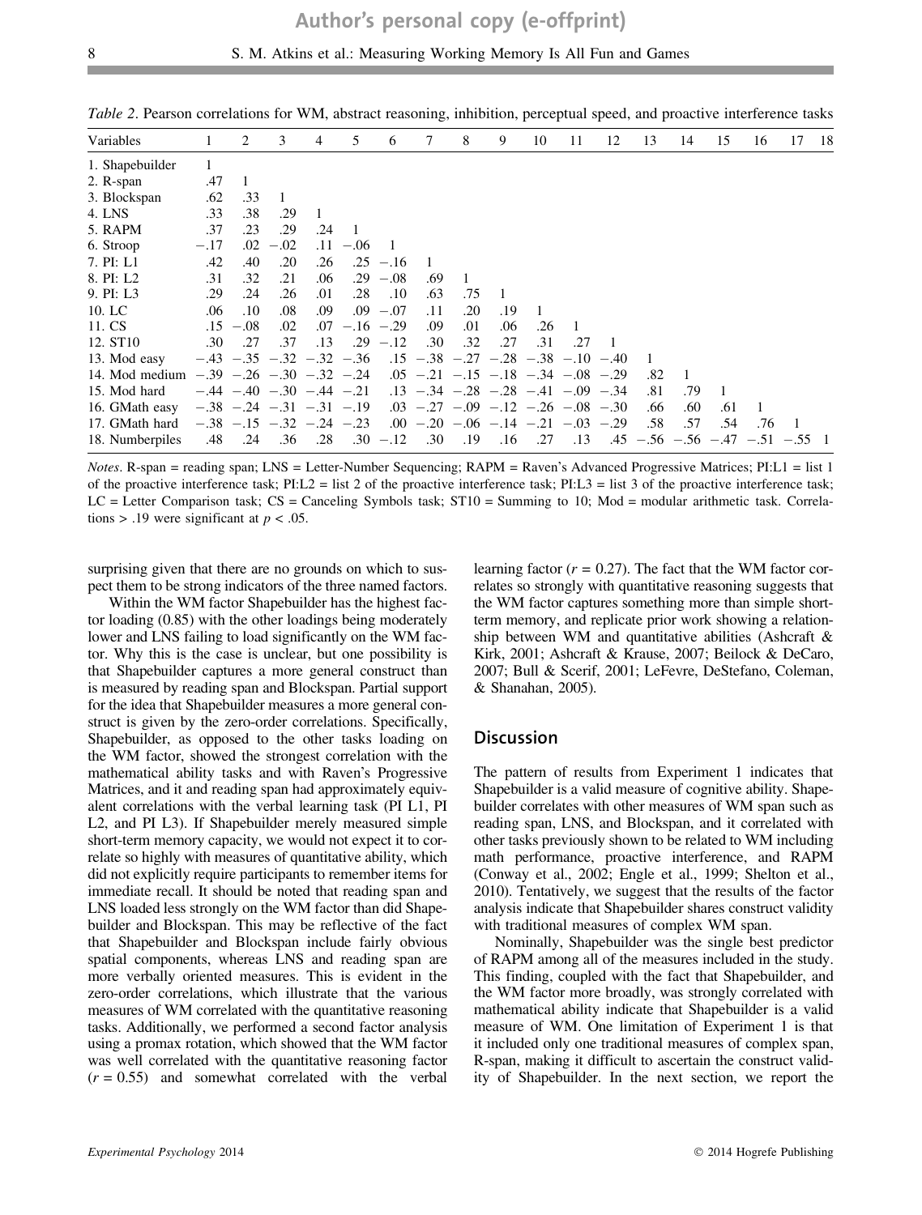*Table 2*. Pearson correlations for WM, abstract reasoning, inhibition, perceptual speed, and proactive interference tasks

| Variables | 1 | 2 | 3 | 4 | 5 | 6 | 7 | 8 | 9 | 10 | 11 | 12 | 13 | 14 | 15 | 16 | 17 | 18 |
|---|---|---|---|---|---|---|---|---|---|---|---|---|---|---|---|---|---|---|
| 1. Shapebuilder | 1 | | | | | | | | | | | | | | | | | |
| 2. R-span | .47 | 1 | | | | | | | | | | | | | | | | |
| 3. Blockspan | .62 | .33 | 1 | | | | | | | | | | | | | | | |
| 4. LNS | .33 | .38 | .29 | 1 | | | | | | | | | | | | | | |
| 5. RAPM | .37 | .23 | .29 | .24 | 1 | | | | | | | | | | | | | |
| 6. Stroop | −.17 | .02 | −.02 | .11 | −.06 | 1 | | | | | | | | | | | | |
| 7. PI: L1 | .42 | .40 | .20 | .26 | .25 | −.16 | 1 | | | | | | | | | | | |
| 8. PI: L2 | .31 | .32 | .21 | .06 | .29 | −.08 | .69 | 1 | | | | | | | | | | |
| 9. PI: L3 | .29 | .24 | .26 | .01 | .28 | .10 | .63 | .75 | 1 | | | | | | | | | |
| 10. LC | .06 | .10 | .08 | .09 | .09 | −.07 | .11 | .20 | .19 | 1 | | | | | | | | |
| 11. CS | .15 | −.08 | .02 | .07 | −.16 | −.29 | .09 | .01 | .06 | .26 | 1 | | | | | | | |
| 12. ST10 | .30 | .27 | .37 | .13 | .29 | −.12 | .30 | .32 | .27 | .31 | .27 | 1 | | | | | | |
| 13. Mod easy | −.43 | −.35 | −.32 | −.32 | −.36 | .15 | −.38 | −.27 | −.28 | −.38 | −.10 | −.40 | 1 | | | | | |
| 14. Mod medium | −.39 | −.26 | −.30 | −.32 | −.24 | .05 | −.21 | −.15 | −.18 | −.34 | −.08 | −.29 | .82 | 1 | | | | |
| 15. Mod hard | −.44 | −.40 | −.30 | −.44 | −.21 | .13 | −.34 | −.28 | −.28 | −.41 | −.09 | −.34 | .81 | .79 | 1 | | | |
| 16. GMath easy | −.38 | −.24 | −.31 | −.31 | −.19 | .03 | −.27 | −.09 | −.12 | −.26 | −.08 | −.30 | .66 | .60 | .61 | 1 | | |
| 17. GMath hard | −.38 | −.15 | −.32 | −.24 | −.23 | .00 | −.20 | −.06 | −.14 | −.21 | −.03 | −.29 | .58 | .57 | .54 | .76 | 1 | |
| 18. Numberpiles | .48 | .24 | .36 | .28 | .30 | −.12 | .30 | .19 | .16 | .27 | .13 | .45 | −.56 | −.56 | −.47 | −.51 | −.55 | 1 |

*Notes*. R-span = reading span; LNS = Letter-Number Sequencing; RAPM = Raven's Advanced Progressive Matrices; PI:L1 = list 1 of the proactive interference task; PI:L2 = list 2 of the proactive interference task; PI:L3 = list 3 of the proactive interference task; LC = Letter Comparison task; CS = Canceling Symbols task; ST10 = Summing to 10; Mod = modular arithmetic task. Correlations > .19 were significant at $p < .05$.

surprising given that there are no grounds on which to suspect them to be strong indicators of the three named factors.

Within the WM factor Shapebuilder has the highest factor loading (0.85) with the other loadings being moderately lower and LNS failing to load significantly on the WM factor. Why this is the case is unclear, but one possibility is that Shapebuilder captures a more general construct than is measured by reading span and Blockspan. Partial support for the idea that Shapebuilder measures a more general construct is given by the zero-order correlations. Specifically, Shapebuilder, as opposed to the other tasks loading on the WM factor, showed the strongest correlation with the mathematical ability tasks and with Raven's Progressive Matrices, and it and reading span had approximately equivalent correlations with the verbal learning task (PI L1, PI L2, and PI L3). If Shapebuilder merely measured simple short-term memory capacity, we would not expect it to correlate so highly with measures of quantitative ability, which did not explicitly require participants to remember items for immediate recall. It should be noted that reading span and LNS loaded less strongly on the WM factor than did Shapebuilder and Blockspan. This may be reflective of the fact that Shapebuilder and Blockspan include fairly obvious spatial components, whereas LNS and reading span are more verbally oriented measures. This is evident in the zero-order correlations, which illustrate that the various measures of WM correlated with the quantitative reasoning tasks. Additionally, we performed a second factor analysis using a promax rotation, which showed that the WM factor was well correlated with the quantitative reasoning factor ($r = 0.55$) and somewhat correlated with the verbal learning factor ($r = 0.27$). The fact that the WM factor correlates so strongly with quantitative reasoning suggests that the WM factor captures something more than simple short-term memory, and replicate prior work showing a relationship between WM and quantitative abilities (Ashcraft & Kirk, 2001; Ashcraft & Krause, 2007; Beilock & DeCaro, 2007; Bull & Scerif, 2001; LeFevre, DeStefano, Coleman, & Shanahan, 2005).

## Discussion

The pattern of results from Experiment 1 indicates that Shapebuilder is a valid measure of cognitive ability. Shapebuilder correlates with other measures of WM span such as reading span, LNS, and Blockspan, and it correlated with other tasks previously shown to be related to WM including math performance, proactive interference, and RAPM (Conway et al., 2002; Engle et al., 1999; Shelton et al., 2010). Tentatively, we suggest that the results of the factor analysis indicate that Shapebuilder shares construct validity with traditional measures of complex WM span.

Nominally, Shapebuilder was the single best predictor of RAPM among all of the measures included in the study. This finding, coupled with the fact that Shapebuilder, and the WM factor more broadly, was strongly correlated with mathematical ability indicate that Shapebuilder is a valid measure of WM. One limitation of Experiment 1 is that it included only one traditional measures of complex span, R-span, making it difficult to ascertain the construct validity of Shapebuilder. In the next section, we report the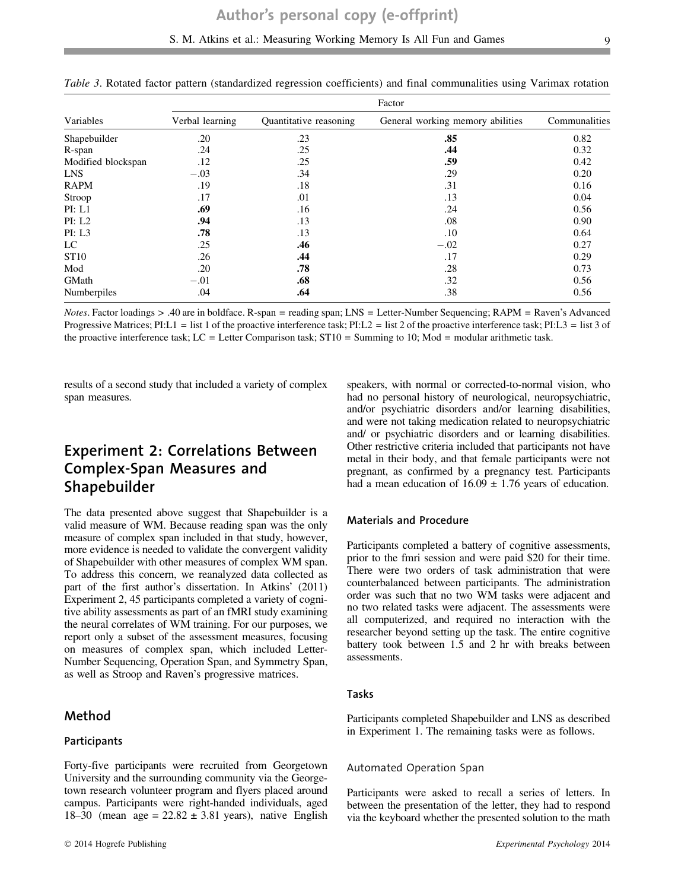*Table 3*. Rotated factor pattern (standardized regression coefficients) and final communalities using Varimax rotation

| Variables | Factor | | | Communalities |
|---|---|---|---|---|
| | Verbal learning | Quantitative reasoning | General working memory abilities | |
| Shapebuilder | .20 | .23 | **.85** | 0.82 |
| R-span | .24 | .25 | **.44** | 0.32 |
| Modified blockspan | .12 | .25 | **.59** | 0.42 |
| LNS | −.03 | .34 | .29 | 0.20 |
| RAPM | .19 | .18 | .31 | 0.16 |
| Stroop | .17 | .01 | .13 | 0.04 |
| PI: L1 | **.69** | .16 | .24 | 0.56 |
| PI: L2 | **.94** | .13 | .08 | 0.90 |
| PI: L3 | **.78** | .13 | .10 | 0.64 |
| LC | .25 | **.46** | −.02 | 0.27 |
| ST10 | .26 | **.44** | .17 | 0.29 |
| Mod | .20 | **.78** | .28 | 0.73 |
| GMath | −.01 | **.68** | .32 | 0.56 |
| Numberpiles | .04 | **.64** | .38 | 0.56 |

*Notes*. Factor loadings > .40 are in boldface. R-span = reading span; LNS = Letter-Number Sequencing; RAPM = Raven's Advanced Progressive Matrices; PI:L1 = list 1 of the proactive interference task; PI:L2 = list 2 of the proactive interference task; PI:L3 = list 3 of the proactive interference task; LC = Letter Comparison task; ST10 = Summing to 10; Mod = modular arithmetic task.

results of a second study that included a variety of complex span measures.

## Experiment 2: Correlations Between Complex-Span Measures and Shapebuilder

The data presented above suggest that Shapebuilder is a valid measure of WM. Because reading span was the only measure of complex span included in that study, however, more evidence is needed to validate the convergent validity of Shapebuilder with other measures of complex WM span. To address this concern, we reanalyzed data collected as part of the first author's dissertation. In Atkins' (2011) Experiment 2, 45 participants completed a variety of cognitive ability assessments as part of an fMRI study examining the neural correlates of WM training. For our purposes, we report only a subset of the assessment measures, focusing on measures of complex span, which included Letter-Number Sequencing, Operation Span, and Symmetry Span, as well as Stroop and Raven's progressive matrices.

### Method

#### Participants

Forty-five participants were recruited from Georgetown University and the surrounding community via the Georgetown research volunteer program and flyers placed around campus. Participants were right-handed individuals, aged 18–30 (mean age = 22.82 ± 3.81 years), native English speakers, with normal or corrected-to-normal vision, who had no personal history of neurological, neuropsychiatric, and/or psychiatric disorders and/or learning disabilities, and were not taking medication related to neuropsychiatric and/ or psychiatric disorders and or learning disabilities. Other restrictive criteria included that participants not have metal in their body, and that female participants were not pregnant, as confirmed by a pregnancy test. Participants had a mean education of 16.09 ± 1.76 years of education.

#### Materials and Procedure

Participants completed a battery of cognitive assessments, prior to the fmri session and were paid $20 for their time. There were two orders of task administration that were counterbalanced between participants. The administration order was such that no two WM tasks were adjacent and no two related tasks were adjacent. The assessments were all computerized, and required no interaction with the researcher beyond setting up the task. The entire cognitive battery took between 1.5 and 2 hr with breaks between assessments.

#### Tasks

Participants completed Shapebuilder and LNS as described in Experiment 1. The remaining tasks were as follows.

##### Automated Operation Span

Participants were asked to recall a series of letters. In between the presentation of the letter, they had to respond via the keyboard whether the presented solution to the math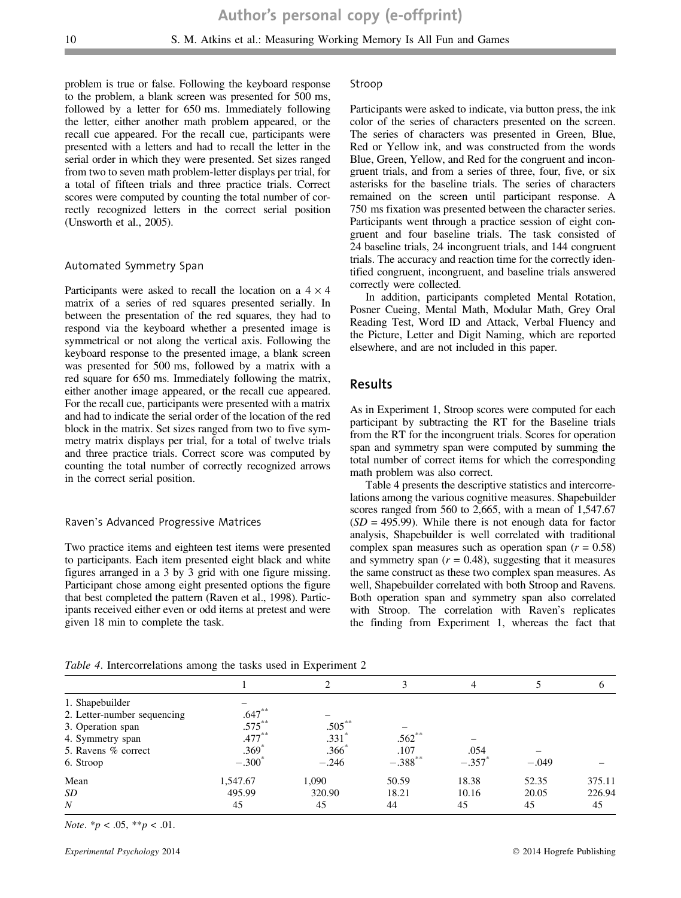problem is true or false. Following the keyboard response to the problem, a blank screen was presented for 500 ms, followed by a letter for 650 ms. Immediately following the letter, either another math problem appeared, or the recall cue appeared. For the recall cue, participants were presented with a letters and had to recall the letter in the serial order in which they were presented. Set sizes ranged from two to seven math problem-letter displays per trial, for a total of fifteen trials and three practice trials. Correct scores were computed by counting the total number of correctly recognized letters in the correct serial position (Unsworth et al., 2005).

### Automated Symmetry Span

Participants were asked to recall the location on a 4 × 4 matrix of a series of red squares presented serially. In between the presentation of the red squares, they had to respond via the keyboard whether a presented image is symmetrical or not along the vertical axis. Following the keyboard response to the presented image, a blank screen was presented for 500 ms, followed by a matrix with a red square for 650 ms. Immediately following the matrix, either another image appeared, or the recall cue appeared. For the recall cue, participants were presented with a matrix and had to indicate the serial order of the location of the red block in the matrix. Set sizes ranged from two to five symmetry matrix displays per trial, for a total of twelve trials and three practice trials. Correct score was computed by counting the total number of correctly recognized arrows in the correct serial position.

### Raven's Advanced Progressive Matrices

Two practice items and eighteen test items were presented to participants. Each item presented eight black and white figures arranged in a 3 by 3 grid with one figure missing. Participant chose among eight presented options the figure that best completed the pattern (Raven et al., 1998). Participants received either even or odd items at pretest and were given 18 min to complete the task.

### Stroop

Participants were asked to indicate, via button press, the ink color of the series of characters presented on the screen. The series of characters was presented in Green, Blue, Red or Yellow ink, and was constructed from the words Blue, Green, Yellow, and Red for the congruent and incongruent trials, and from a series of three, four, five, or six asterisks for the baseline trials. The series of characters remained on the screen until participant response. A 750 ms fixation was presented between the character series. Participants went through a practice session of eight congruent and four baseline trials. The task consisted of 24 baseline trials, 24 incongruent trials, and 144 congruent trials. The accuracy and reaction time for the correctly identified congruent, incongruent, and baseline trials answered correctly were collected.

In addition, participants completed Mental Rotation, Posner Cueing, Mental Math, Modular Math, Grey Oral Reading Test, Word ID and Attack, Verbal Fluency and the Picture, Letter and Digit Naming, which are reported elsewhere, and are not included in this paper.

## Results

As in Experiment 1, Stroop scores were computed for each participant by subtracting the RT for the Baseline trials from the RT for the incongruent trials. Scores for operation span and symmetry span were computed by summing the total number of correct items for which the corresponding math problem was also correct.

Table 4 presents the descriptive statistics and intercorrelations among the various cognitive measures. Shapebuilder scores ranged from 560 to 2,665, with a mean of 1,547.67 (*SD* = 495.99). While there is not enough data for factor analysis, Shapebuilder is well correlated with traditional complex span measures such as operation span ($r = 0.58$) and symmetry span ($r = 0.48$), suggesting that it measures the same construct as these two complex span measures. As well, Shapebuilder correlated with both Stroop and Ravens. Both operation span and symmetry span also correlated with Stroop. The correlation with Raven's replicates the finding from Experiment 1, whereas the fact that

*Table 4*. Intercorrelations among the tasks used in Experiment 2

| | 1 | 2 | 3 | 4 | 5 | 6 |
|---|---|---|---|---|---|---|
| 1. Shapebuilder | – | | | | | |
| 2. Letter-number sequencing | .647** | – | | | | |
| 3. Operation span | .575** | .505** | – | | | |
| 4. Symmetry span | .477** | .331* | .562** | – | | |
| 5. Ravens % correct | .369* | .366* | .107 | .054 | – | |
| 6. Stroop | −.300* | −.246 | −.388** | −.357* | −.049 | – |
| Mean | 1,547.67 | 1,090 | 50.59 | 18.38 | 52.35 | 375.11 |
| *SD* | 495.99 | 320.90 | 18.21 | 10.16 | 20.05 | 226.94 |
| *N* | 45 | 45 | 44 | 45 | 45 | 45 |

*Note*. *$p < .05$, **$p < .01$.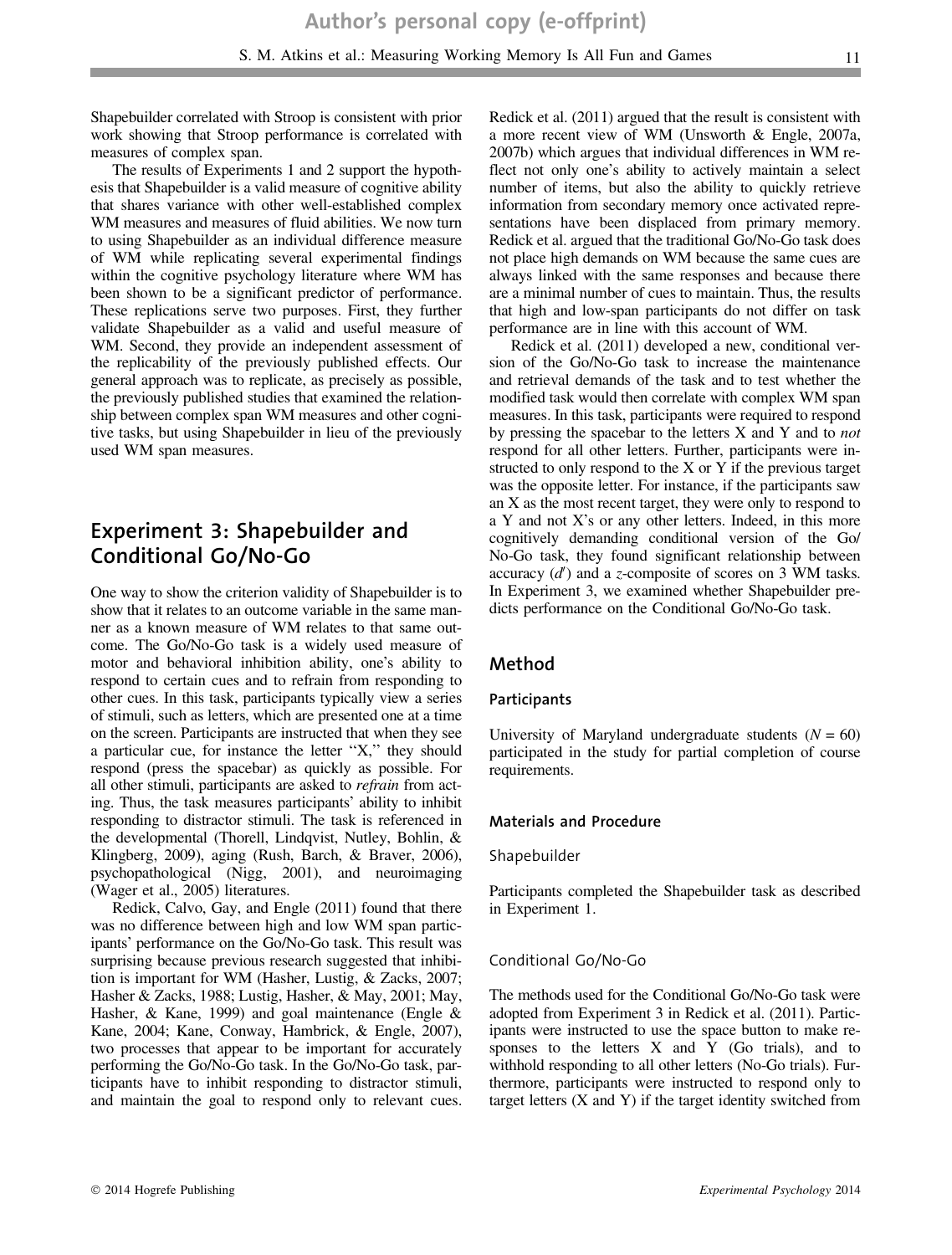Shapebuilder correlated with Stroop is consistent with prior work showing that Stroop performance is correlated with measures of complex span.

The results of Experiments 1 and 2 support the hypothesis that Shapebuilder is a valid measure of cognitive ability that shares variance with other well-established complex WM measures and measures of fluid abilities. We now turn to using Shapebuilder as an individual difference measure of WM while replicating several experimental findings within the cognitive psychology literature where WM has been shown to be a significant predictor of performance. These replications serve two purposes. First, they further validate Shapebuilder as a valid and useful measure of WM. Second, they provide an independent assessment of the replicability of the previously published effects. Our general approach was to replicate, as precisely as possible, the previously published studies that examined the relationship between complex span WM measures and other cognitive tasks, but using Shapebuilder in lieu of the previously used WM span measures.

## Experiment 3: Shapebuilder and Conditional Go/No-Go

One way to show the criterion validity of Shapebuilder is to show that it relates to an outcome variable in the same manner as a known measure of WM relates to that same outcome. The Go/No-Go task is a widely used measure of motor and behavioral inhibition ability, one's ability to respond to certain cues and to refrain from responding to other cues. In this task, participants typically view a series of stimuli, such as letters, which are presented one at a time on the screen. Participants are instructed that when they see a particular cue, for instance the letter "X," they should respond (press the spacebar) as quickly as possible. For all other stimuli, participants are asked to *refrain* from acting. Thus, the task measures participants' ability to inhibit responding to distractor stimuli. The task is referenced in the developmental (Thorell, Lindqvist, Nutley, Bohlin, & Klingberg, 2009), aging (Rush, Barch, & Braver, 2006), psychopathological (Nigg, 2001), and neuroimaging (Wager et al., 2005) literatures.

Redick, Calvo, Gay, and Engle (2011) found that there was no difference between high and low WM span participants' performance on the Go/No-Go task. This result was surprising because previous research suggested that inhibition is important for WM (Hasher, Lustig, & Zacks, 2007; Hasher & Zacks, 1988; Lustig, Hasher, & May, 2001; May, Hasher, & Kane, 1999) and goal maintenance (Engle & Kane, 2004; Kane, Conway, Hambrick, & Engle, 2007), two processes that appear to be important for accurately performing the Go/No-Go task. In the Go/No-Go task, participants have to inhibit responding to distractor stimuli, and maintain the goal to respond only to relevant cues. Redick et al. (2011) argued that the result is consistent with a more recent view of WM (Unsworth & Engle, 2007a, 2007b) which argues that individual differences in WM reflect not only one's ability to actively maintain a select number of items, but also the ability to quickly retrieve information from secondary memory once activated representations have been displaced from primary memory. Redick et al. argued that the traditional Go/No-Go task does not place high demands on WM because the same cues are always linked with the same responses and because there are a minimal number of cues to maintain. Thus, the results that high and low-span participants do not differ on task performance are in line with this account of WM.

Redick et al. (2011) developed a new, conditional version of the Go/No-Go task to increase the maintenance and retrieval demands of the task and to test whether the modified task would then correlate with complex WM span measures. In this task, participants were required to respond by pressing the spacebar to the letters X and Y and to *not* respond for all other letters. Further, participants were instructed to only respond to the X or Y if the previous target was the opposite letter. For instance, if the participants saw an X as the most recent target, they were only to respond to a Y and not X's or any other letters. Indeed, in this more cognitively demanding conditional version of the Go/No-Go task, they found significant relationship between accuracy ($d'$) and a $z$-composite of scores on 3 WM tasks. In Experiment 3, we examined whether Shapebuilder predicts performance on the Conditional Go/No-Go task.

## Method

### Participants

University of Maryland undergraduate students ($N = 60$) participated in the study for partial completion of course requirements.

### Materials and Procedure

#### Shapebuilder

Participants completed the Shapebuilder task as described in Experiment 1.

#### Conditional Go/No-Go

The methods used for the Conditional Go/No-Go task were adopted from Experiment 3 in Redick et al. (2011). Participants were instructed to use the space button to make responses to the letters X and Y (Go trials), and to withhold responding to all other letters (No-Go trials). Furthermore, participants were instructed to respond only to target letters (X and Y) if the target identity switched from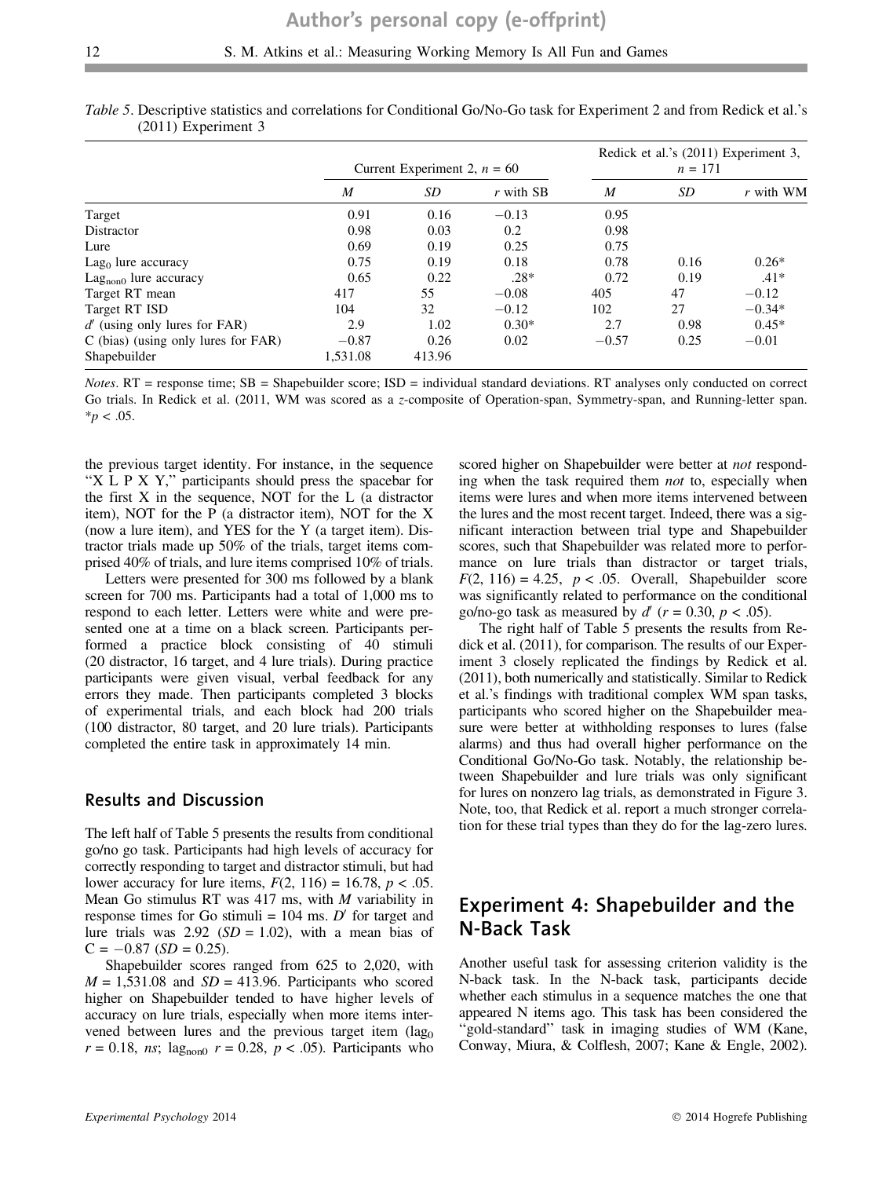*Table 5*. Descriptive statistics and correlations for Conditional Go/No-Go task for Experiment 2 and from Redick et al.'s (2011) Experiment 3

| | Current Experiment 2, $n$ = 60 | | | Redick et al.'s (2011) Experiment 3, $n$ = 171 | | |
|---|---|---|---|---|---|---|
| | *M* | *SD* | *r* with SB | *M* | *SD* | *r* with WM |
| Target | 0.91 | 0.16 | −0.13 | 0.95 | | |
| Distractor | 0.98 | 0.03 | 0.2 | 0.98 | | |
| Lure | 0.69 | 0.19 | 0.25 | 0.75 | | |
| $\text{Lag}_0$ lure accuracy | 0.75 | 0.19 | 0.18 | 0.78 | 0.16 | 0.26* |
| $\text{Lag}_{\text{non0}}$ lure accuracy | 0.65 | 0.22 | .28* | 0.72 | 0.19 | .41* |
| Target RT mean | 417 | 55 | −0.08 | 405 | 47 | −0.12 |
| Target RT ISD | 104 | 32 | −0.12 | 102 | 27 | −0.34* |
| $d'$ (using only lures for FAR) | 2.9 | 1.02 | 0.30* | 2.7 | 0.98 | 0.45* |
| C (bias) (using only lures for FAR) | −0.87 | 0.26 | 0.02 | −0.57 | 0.25 | −0.01 |
| Shapebuilder | 1,531.08 | 413.96 | | | | |

*Notes*. RT = response time; SB = Shapebuilder score; ISD = individual standard deviations. RT analyses only conducted on correct Go trials. In Redick et al. (2011, WM was scored as a *z*-composite of Operation-span, Symmetry-span, and Running-letter span. *$p$ < .05.

the previous target identity. For instance, in the sequence "X L P X Y," participants should press the spacebar for the first X in the sequence, NOT for the L (a distractor item), NOT for the P (a distractor item), NOT for the X (now a lure item), and YES for the Y (a target item). Distractor trials made up 50% of the trials, target items comprised 40% of trials, and lure items comprised 10% of trials.

Letters were presented for 300 ms followed by a blank screen for 700 ms. Participants had a total of 1,000 ms to respond to each letter. Letters were white and were presented one at a time on a black screen. Participants performed a practice block consisting of 40 stimuli (20 distractor, 16 target, and 4 lure trials). During practice participants were given visual, verbal feedback for any errors they made. Then participants completed 3 blocks of experimental trials, and each block had 200 trials (100 distractor, 80 target, and 20 lure trials). Participants completed the entire task in approximately 14 min.

## Results and Discussion

The left half of Table 5 presents the results from conditional go/no go task. Participants had high levels of accuracy for correctly responding to target and distractor stimuli, but had lower accuracy for lure items, $F(2, 116) = 16.78$, $p < .05$. Mean Go stimulus RT was 417 ms, with *M* variability in response times for Go stimuli = 104 ms. $D'$ for target and lure trials was 2.92 ($SD = 1.02$), with a mean bias of $C = -0.87$ ($SD = 0.25$).

Shapebuilder scores ranged from 625 to 2,020, with $M = 1{,}531.08$ and $SD = 413.96$. Participants who scored higher on Shapebuilder tended to have higher levels of accuracy on lure trials, especially when more items intervened between lures and the previous target item ($\text{lag}_0$ $r = 0.18$, *ns*; $\text{lag}_{\text{non0}}$ $r = 0.28$, $p < .05$). Participants who scored higher on Shapebuilder were better at *not* responding when the task required them *not* to, especially when items were lures and when more items intervened between the lures and the most recent target. Indeed, there was a significant interaction between trial type and Shapebuilder scores, such that Shapebuilder was related more to performance on lure trials than distractor or target trials, $F(2, 116) = 4.25$, $p < .05$. Overall, Shapebuilder score was significantly related to performance on the conditional go/no-go task as measured by $d'$ ($r = 0.30$, $p < .05$).

The right half of Table 5 presents the results from Redick et al. (2011), for comparison. The results of our Experiment 3 closely replicated the findings by Redick et al. (2011), both numerically and statistically. Similar to Redick et al.'s findings with traditional complex WM span tasks, participants who scored higher on the Shapebuilder measure were better at withholding responses to lures (false alarms) and thus had overall higher performance on the Conditional Go/No-Go task. Notably, the relationship between Shapebuilder and lure trials was only significant for lures on nonzero lag trials, as demonstrated in Figure 3. Note, too, that Redick et al. report a much stronger correlation for these trial types than they do for the lag-zero lures.

# Experiment 4: Shapebuilder and the N-Back Task

Another useful task for assessing criterion validity is the N-back task. In the N-back task, participants decide whether each stimulus in a sequence matches the one that appeared N items ago. This task has been considered the "gold-standard" task in imaging studies of WM (Kane, Conway, Miura, & Colflesh, 2007; Kane & Engle, 2002).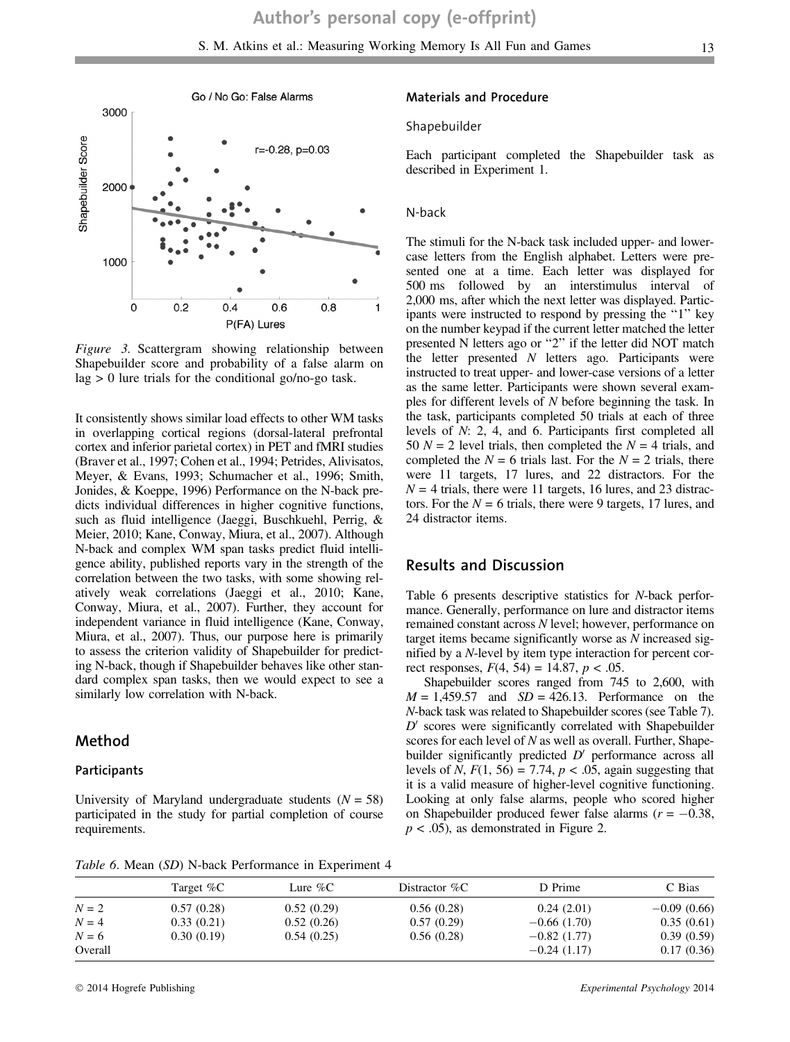Figure 3. Scattergram showing relationship between Shapebuilder score and probability of a false alarm on lag > 0 lure trials for the conditional go/no-go task.

It consistently shows similar load effects to other WM tasks in overlapping cortical regions (dorsal-lateral prefrontal cortex and inferior parietal cortex) in PET and fMRI studies (Braver et al., 1997; Cohen et al., 1994; Petrides, Alivisatos, Meyer, & Evans, 1993; Schumacher et al., 1996; Smith, Jonides, & Koeppe, 1996) Performance on the N-back predicts individual differences in higher cognitive functions, such as fluid intelligence (Jaeggi, Buschkuehl, Perrig, & Meier, 2010; Kane, Conway, Miura, et al., 2007). Although N-back and complex WM span tasks predict fluid intelligence ability, published reports vary in the strength of the correlation between the two tasks, with some showing relatively weak correlations (Jaeggi et al., 2010; Kane, Conway, Miura, et al., 2007). Further, they account for independent variance in fluid intelligence (Kane, Conway, Miura, et al., 2007). Thus, our purpose here is primarily to assess the criterion validity of Shapebuilder for predicting N-back, though if Shapebuilder behaves like other standard complex span tasks, then we would expect to see a similarly low correlation with N-back.

## Method

### Participants

University of Maryland undergraduate students ($N = 58$) participated in the study for partial completion of course requirements.

### Materials and Procedure

#### Shapebuilder

Each participant completed the Shapebuilder task as described in Experiment 1.

#### N-back

The stimuli for the N-back task included upper- and lowercase letters from the English alphabet. Letters were presented one at a time. Each letter was displayed for 500 ms followed by an interstimulus interval of 2,000 ms, after which the next letter was displayed. Participants were instructed to respond by pressing the "1" key on the number keypad if the current letter matched the letter presented N letters ago or "2" if the letter did NOT match the letter presented $N$ letters ago. Participants were instructed to treat upper- and lower-case versions of a letter as the same letter. Participants were shown several examples for different levels of N before beginning the task. In the task, participants completed 50 trials at each of three levels of $N$: 2, 4, and 6. Participants first completed all 50 $N = 2$ level trials, then completed the $N = 4$ trials, and completed the $N = 6$ trials last. For the $N = 2$ trials, there were 11 targets, 17 lures, and 22 distractors. For the $N = 4$ trials, there were 11 targets, 16 lures, and 23 distractors. For the $N = 6$ trials, there were 9 targets, 17 lures, and 24 distractor items.

## Results and Discussion

Table 6 presents descriptive statistics for $N$-back performance. Generally, performance on lure and distractor items remained constant across $N$ level; however, performance on target items became significantly worse as $N$ increased signified by a $N$-level by item type interaction for percent correct responses, $F(4, 54) = 14.87$, $p < .05$.

Shapebuilder scores ranged from 745 to 2,600, with $M = 1{,}459.57$ and $SD = 426.13$. Performance on the $N$-back task was related to Shapebuilder scores (see Table 7). $D'$ scores were significantly correlated with Shapebuilder scores for each level of $N$ as well as overall. Further, Shapebuilder significantly predicted $D'$ performance across all levels of $N$, $F(1, 56) = 7.74$, $p < .05$, again suggesting that it is a valid measure of higher-level cognitive functioning. Looking at only false alarms, people who scored higher on Shapebuilder produced fewer false alarms ($r = -0.38$, $p < .05$), as demonstrated in Figure 2.

Table 6. Mean (SD) N-back Performance in Experiment 4

| | Target %C | Lure %C | Distractor %C | D Prime | C Bias |
|---|---|---|---|---|---|
| $N = 2$ | 0.57 (0.28) | 0.52 (0.29) | 0.56 (0.28) | 0.24 (2.01) | −0.09 (0.66) |
| $N = 4$ | 0.33 (0.21) | 0.52 (0.26) | 0.57 (0.29) | −0.66 (1.70) | 0.35 (0.61) |
| $N = 6$ | 0.30 (0.19) | 0.54 (0.25) | 0.56 (0.28) | −0.82 (1.77) | 0.39 (0.59) |
| Overall | | | | −0.24 (1.17) | 0.17 (0.36) |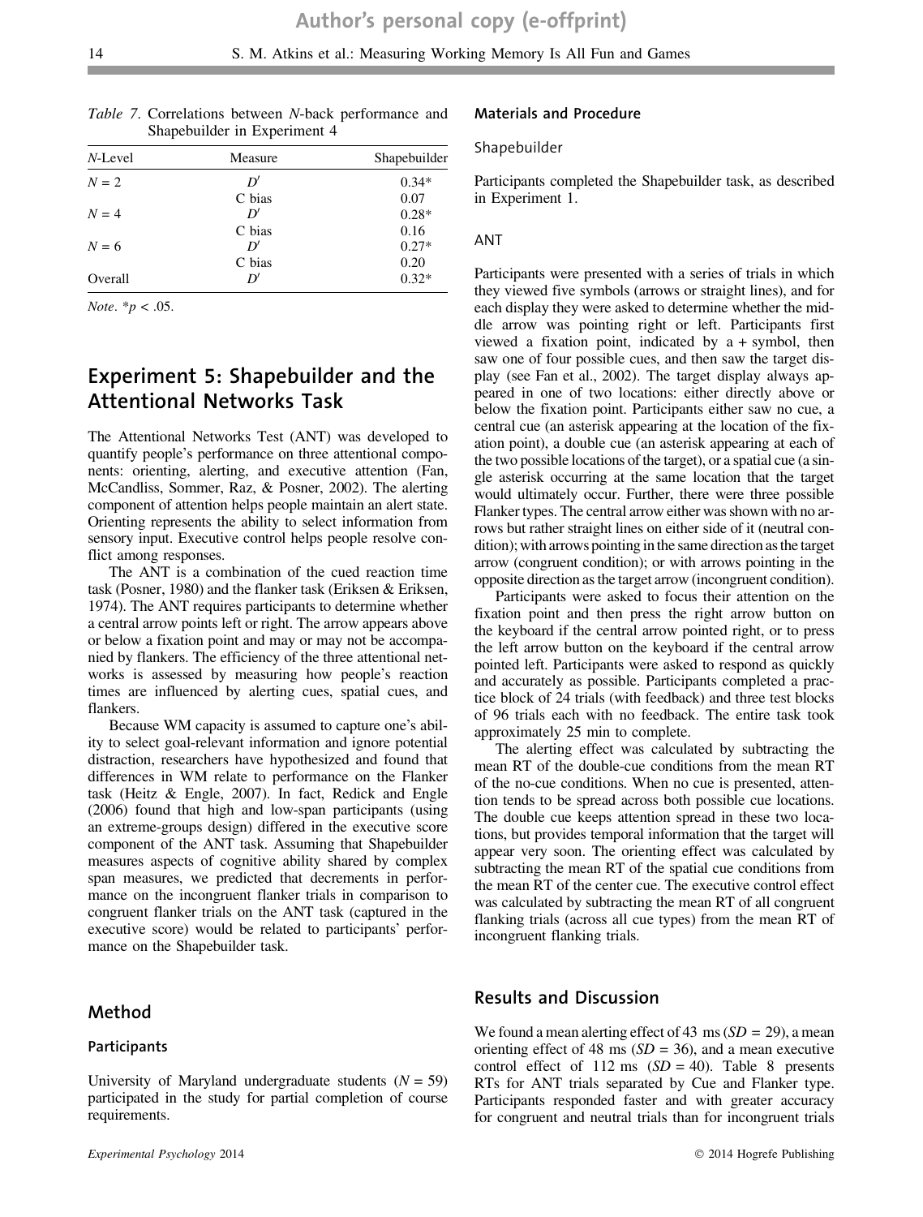*Table 7*. Correlations between *N*-back performance and Shapebuilder in Experiment 4

| *N*-Level | Measure | Shapebuilder |
|---|---|---|
| *N* = 2 | *D′* | 0.34* |
| | C bias | 0.07 |
| *N* = 4 | *D′* | 0.28* |
| | C bias | 0.16 |
| *N* = 6 | *D′* | 0.27* |
| | C bias | 0.20 |
| Overall | *D′* | 0.32* |

*Note*. *$p < .05$.

## Experiment 5: Shapebuilder and the Attentional Networks Task

The Attentional Networks Test (ANT) was developed to quantify people's performance on three attentional components: orienting, alerting, and executive attention (Fan, McCandliss, Sommer, Raz, & Posner, 2002). The alerting component of attention helps people maintain an alert state. Orienting represents the ability to select information from sensory input. Executive control helps people resolve conflict among responses.

The ANT is a combination of the cued reaction time task (Posner, 1980) and the flanker task (Eriksen & Eriksen, 1974). The ANT requires participants to determine whether a central arrow points left or right. The arrow appears above or below a fixation point and may or may not be accompanied by flankers. The efficiency of the three attentional networks is assessed by measuring how people's reaction times are influenced by alerting cues, spatial cues, and flankers.

Because WM capacity is assumed to capture one's ability to select goal-relevant information and ignore potential distraction, researchers have hypothesized and found that differences in WM relate to performance on the Flanker task (Heitz & Engle, 2007). In fact, Redick and Engle (2006) found that high and low-span participants (using an extreme-groups design) differed in the executive score component of the ANT task. Assuming that Shapebuilder measures aspects of cognitive ability shared by complex span measures, we predicted that decrements in performance on the incongruent flanker trials in comparison to congruent flanker trials on the ANT task (captured in the executive score) would be related to participants' performance on the Shapebuilder task.

### Method

#### Participants

University of Maryland undergraduate students ($N = 59$) participated in the study for partial completion of course requirements.

#### Materials and Procedure

##### Shapebuilder

Participants completed the Shapebuilder task, as described in Experiment 1.

##### ANT

Participants were presented with a series of trials in which they viewed five symbols (arrows or straight lines), and for each display they were asked to determine whether the middle arrow was pointing right or left. Participants first viewed a fixation point, indicated by a + symbol, then saw one of four possible cues, and then saw the target display (see Fan et al., 2002). The target display always appeared in one of two locations: either directly above or below the fixation point. Participants either saw no cue, a central cue (an asterisk appearing at the location of the fixation point), a double cue (an asterisk appearing at each of the two possible locations of the target), or a spatial cue (a single asterisk occurring at the same location that the target would ultimately occur. Further, there were three possible Flanker types. The central arrow either was shown with no arrows but rather straight lines on either side of it (neutral condition); with arrows pointing in the same direction as the target arrow (congruent condition); or with arrows pointing in the opposite direction as the target arrow (incongruent condition).

Participants were asked to focus their attention on the fixation point and then press the right arrow button on the keyboard if the central arrow pointed right, or to press the left arrow button on the keyboard if the central arrow pointed left. Participants were asked to respond as quickly and accurately as possible. Participants completed a practice block of 24 trials (with feedback) and three test blocks of 96 trials each with no feedback. The entire task took approximately 25 min to complete.

The alerting effect was calculated by subtracting the mean RT of the double-cue conditions from the mean RT of the no-cue conditions. When no cue is presented, attention tends to be spread across both possible cue locations. The double cue keeps attention spread in these two locations, but provides temporal information that the target will appear very soon. The orienting effect was calculated by subtracting the mean RT of the spatial cue conditions from the mean RT of the center cue. The executive control effect was calculated by subtracting the mean RT of all congruent flanking trials (across all cue types) from the mean RT of incongruent flanking trials.

### Results and Discussion

We found a mean alerting effect of 43 ms ($SD = 29$), a mean orienting effect of 48 ms ($SD = 36$), and a mean executive control effect of 112 ms ($SD = 40$). Table 8 presents RTs for ANT trials separated by Cue and Flanker type. Participants responded faster and with greater accuracy for congruent and neutral trials than for incongruent trials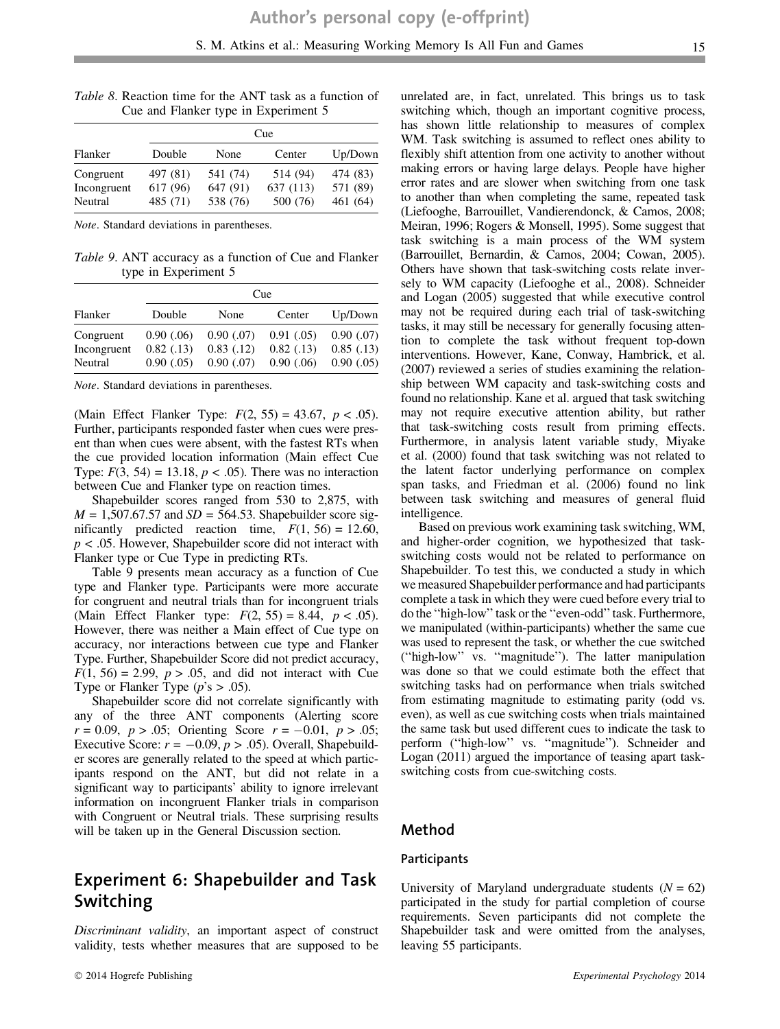*Table 8.* Reaction time for the ANT task as a function of Cue and Flanker type in Experiment 5

| | Cue | | | |
|---|---|---|---|---|
| Flanker | Double | None | Center | Up/Down |
| Congruent | 497 (81) | 541 (74) | 514 (94) | 474 (83) |
| Incongruent | 617 (96) | 647 (91) | 637 (113) | 571 (89) |
| Neutral | 485 (71) | 538 (76) | 500 (76) | 461 (64) |

*Note*. Standard deviations in parentheses.

*Table 9.* ANT accuracy as a function of Cue and Flanker type in Experiment 5

| | Cue | | | |
|---|---|---|---|---|
| Flanker | Double | None | Center | Up/Down |
| Congruent | 0.90 (.06) | 0.90 (.07) | 0.91 (.05) | 0.90 (.07) |
| Incongruent | 0.82 (.13) | 0.83 (.12) | 0.82 (.13) | 0.85 (.13) |
| Neutral | 0.90 (.05) | 0.90 (.07) | 0.90 (.06) | 0.90 (.05) |

*Note*. Standard deviations in parentheses.

(Main Effect Flanker Type: $F(2, 55) = 43.67$, $p < .05$). Further, participants responded faster when cues were present than when cues were absent, with the fastest RTs when the cue provided location information (Main effect Cue Type: $F(3, 54) = 13.18$, $p < .05$). There was no interaction between Cue and Flanker type on reaction times.

Shapebuilder scores ranged from 530 to 2,875, with $M = 1{,}507.67.57$ and $SD = 564.53$. Shapebuilder score significantly predicted reaction time, $F(1, 56) = 12.60$, $p < .05$. However, Shapebuilder score did not interact with Flanker type or Cue Type in predicting RTs.

Table 9 presents mean accuracy as a function of Cue type and Flanker type. Participants were more accurate for congruent and neutral trials than for incongruent trials (Main Effect Flanker type: $F(2, 55) = 8.44$, $p < .05$). However, there was neither a Main effect of Cue type on accuracy, nor interactions between cue type and Flanker Type. Further, Shapebuilder Score did not predict accuracy, $F(1, 56) = 2.99$, $p > .05$, and did not interact with Cue Type or Flanker Type ($p$'s > .05).

Shapebuilder score did not correlate significantly with any of the three ANT components (Alerting score $r = 0.09$, $p > .05$; Orienting Score $r = -0.01$, $p > .05$; Executive Score: $r = -0.09$, $p > .05$). Overall, Shapebuilder scores are generally related to the speed at which participants respond on the ANT, but did not relate in a significant way to participants' ability to ignore irrelevant information on incongruent Flanker trials in comparison with Congruent or Neutral trials. These surprising results will be taken up in the General Discussion section.

## Experiment 6: Shapebuilder and Task Switching

*Discriminant validity*, an important aspect of construct validity, tests whether measures that are supposed to be unrelated are, in fact, unrelated. This brings us to task switching which, though an important cognitive process, has shown little relationship to measures of complex WM. Task switching is assumed to reflect ones ability to flexibly shift attention from one activity to another without making errors or having large delays. People have higher error rates and are slower when switching from one task to another than when completing the same, repeated task (Liefooghe, Barrouillet, Vandierendonck, & Camos, 2008; Meiran, 1996; Rogers & Monsell, 1995). Some suggest that task switching is a main process of the WM system (Barrouillet, Bernardin, & Camos, 2004; Cowan, 2005). Others have shown that task-switching costs relate inversely to WM capacity (Liefooghe et al., 2008). Schneider and Logan (2005) suggested that while executive control may not be required during each trial of task-switching tasks, it may still be necessary for generally focusing attention to complete the task without frequent top-down interventions. However, Kane, Conway, Hambrick, et al. (2007) reviewed a series of studies examining the relationship between WM capacity and task-switching costs and found no relationship. Kane et al. argued that task switching may not require executive attention ability, but rather that task-switching costs result from priming effects. Furthermore, in analysis latent variable study, Miyake et al. (2000) found that task switching was not related to the latent factor underlying performance on complex span tasks, and Friedman et al. (2006) found no link between task switching and measures of general fluid intelligence.

Based on previous work examining task switching, WM, and higher-order cognition, we hypothesized that task-switching costs would not be related to performance on Shapebuilder. To test this, we conducted a study in which we measured Shapebuilder performance and had participants complete a task in which they were cued before every trial to do the "high-low" task or the "even-odd" task. Furthermore, we manipulated (within-participants) whether the same cue was used to represent the task, or whether the cue switched ("high-low" vs. "magnitude"). The latter manipulation was done so that we could estimate both the effect that switching tasks had on performance when trials switched from estimating magnitude to estimating parity (odd vs. even), as well as cue switching costs when trials maintained the same task but used different cues to indicate the task to perform ("high-low" vs. "magnitude"). Schneider and Logan (2011) argued the importance of teasing apart task-switching costs from cue-switching costs.

## Method

### Participants

University of Maryland undergraduate students ($N = 62$) participated in the study for partial completion of course requirements. Seven participants did not complete the Shapebuilder task and were omitted from the analyses, leaving 55 participants.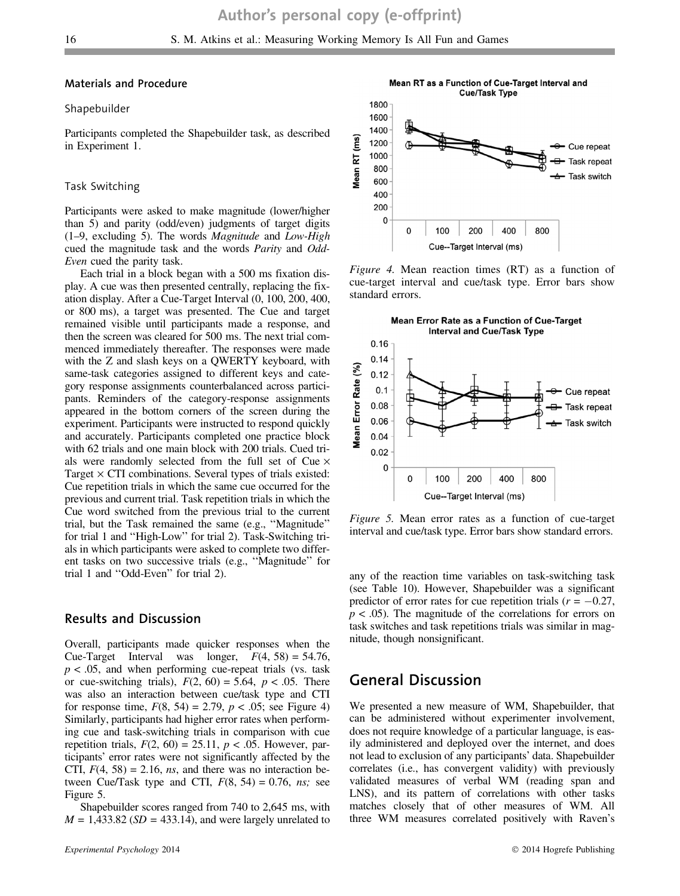### Materials and Procedure

#### Shapebuilder

Participants completed the Shapebuilder task, as described in Experiment 1.

#### Task Switching

Participants were asked to make magnitude (lower/higher than 5) and parity (odd/even) judgments of target digits (1–9, excluding 5). The words *Magnitude* and *Low-High* cued the magnitude task and the words *Parity* and *Odd-Even* cued the parity task.

Each trial in a block began with a 500 ms fixation display. A cue was then presented centrally, replacing the fixation display. After a Cue-Target Interval (0, 100, 200, 400, or 800 ms), a target was presented. The Cue and target remained visible until participants made a response, and then the screen was cleared for 500 ms. The next trial commenced immediately thereafter. The responses were made with the Z and slash keys on a QWERTY keyboard, with same-task categories assigned to different keys and category response assignments counterbalanced across participants. Reminders of the category-response assignments appeared in the bottom corners of the screen during the experiment. Participants were instructed to respond quickly and accurately. Participants completed one practice block with 62 trials and one main block with 200 trials. Cued trials were randomly selected from the full set of Cue × Target × CTI combinations. Several types of trials existed: Cue repetition trials in which the same cue occurred for the previous and current trial. Task repetition trials in which the Cue word switched from the previous trial to the current trial, but the Task remained the same (e.g., "Magnitude" for trial 1 and "High-Low" for trial 2). Task-Switching trials in which participants were asked to complete two different tasks on two successive trials (e.g., "Magnitude" for trial 1 and "Odd-Even" for trial 2).

## Results and Discussion

Overall, participants made quicker responses when the Cue-Target Interval was longer, $F(4, 58) = 54.76$, $p < .05$, and when performing cue-repeat trials (vs. task or cue-switching trials), $F(2, 60) = 5.64$, $p < .05$. There was also an interaction between cue/task type and CTI for response time, $F(8, 54) = 2.79$, $p < .05$; see Figure 4) Similarly, participants had higher error rates when performing cue and task-switching trials in comparison with cue repetition trials, $F(2, 60) = 25.11$, $p < .05$. However, participants' error rates were not significantly affected by the CTI, $F(4, 58) = 2.16$, *ns*, and there was no interaction between Cue/Task type and CTI, $F(8, 54) = 0.76$, *ns;* see Figure 5.

Shapebuilder scores ranged from 740 to 2,645 ms, with $M = 1{,}433.82$ ($SD = 433.14$), and were largely unrelated to any of the reaction time variables on task-switching task (see Table 10). However, Shapebuilder was a significant predictor of error rates for cue repetition trials ($r = -0.27$, $p < .05$). The magnitude of the correlations for errors on task switches and task repetitions trials was similar in magnitude, though nonsignificant.

*Figure 4.* Mean reaction times (RT) as a function of cue-target interval and cue/task type. Error bars show standard errors.

*Figure 5.* Mean error rates as a function of cue-target interval and cue/task type. Error bars show standard errors.

## General Discussion

We presented a new measure of WM, Shapebuilder, that can be administered without experimenter involvement, does not require knowledge of a particular language, is easily administered and deployed over the internet, and does not lead to exclusion of any participants' data. Shapebuilder correlates (i.e., has convergent validity) with previously validated measures of verbal WM (reading span and LNS), and its pattern of correlations with other tasks matches closely that of other measures of WM. All three WM measures correlated positively with Raven's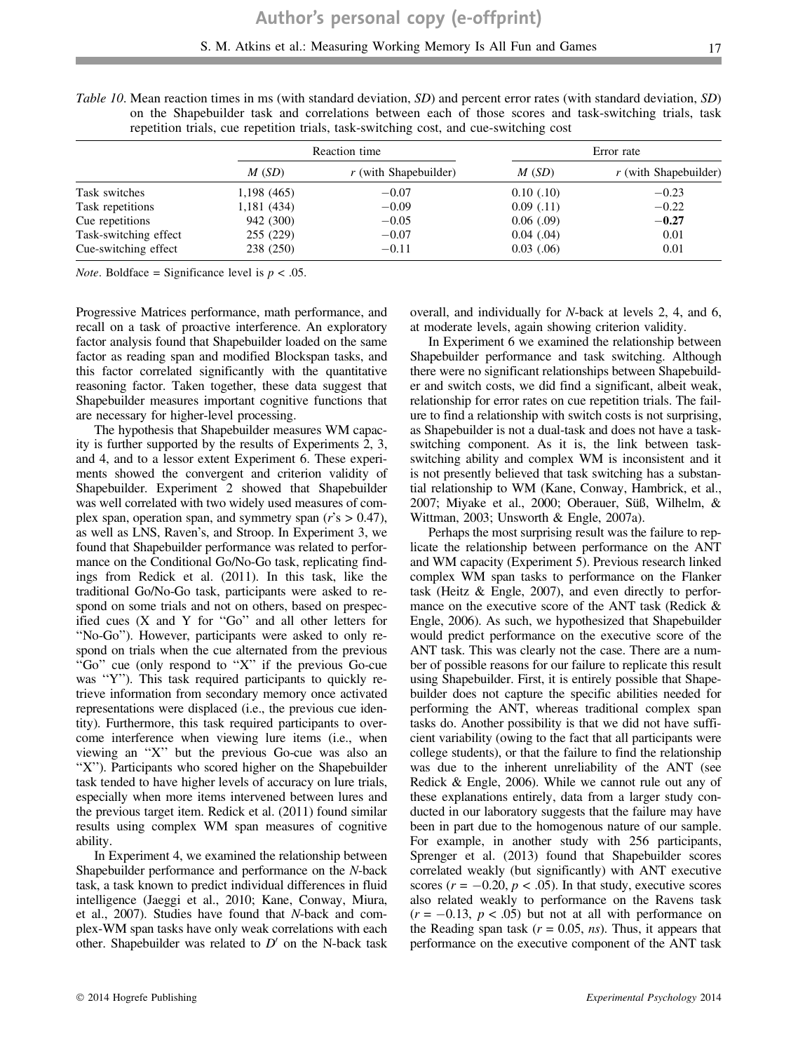*Table 10*. Mean reaction times in ms (with standard deviation, *SD*) and percent error rates (with standard deviation, *SD*) on the Shapebuilder task and correlations between each of those scores and task-switching trials, task repetition trials, cue repetition trials, task-switching cost, and cue-switching cost

| | Reaction time | | Error rate | |
|---|---|---|---|---|
| | *M* (*SD*) | *r* (with Shapebuilder) | *M* (*SD*) | *r* (with Shapebuilder) |
| Task switches | 1,198 (465) | −0.07 | 0.10 (.10) | −0.23 |
| Task repetitions | 1,181 (434) | −0.09 | 0.09 (.11) | −0.22 |
| Cue repetitions | 942 (300) | −0.05 | 0.06 (.09) | **−0.27** |
| Task-switching effect | 255 (229) | −0.07 | 0.04 (.04) | 0.01 |
| Cue-switching effect | 238 (250) | −0.11 | 0.03 (.06) | 0.01 |

*Note*. Boldface = Significance level is $p < .05$.

Progressive Matrices performance, math performance, and recall on a task of proactive interference. An exploratory factor analysis found that Shapebuilder loaded on the same factor as reading span and modified Blockspan tasks, and this factor correlated significantly with the quantitative reasoning factor. Taken together, these data suggest that Shapebuilder measures important cognitive functions that are necessary for higher-level processing.

The hypothesis that Shapebuilder measures WM capacity is further supported by the results of Experiments 2, 3, and 4, and to a lessor extent Experiment 6. These experiments showed the convergent and criterion validity of Shapebuilder. Experiment 2 showed that Shapebuilder was well correlated with two widely used measures of complex span, operation span, and symmetry span ($r$'s > 0.47), as well as LNS, Raven's, and Stroop. In Experiment 3, we found that Shapebuilder performance was related to performance on the Conditional Go/No-Go task, replicating findings from Redick et al. (2011). In this task, like the traditional Go/No-Go task, participants were asked to respond on some trials and not on others, based on prespecified cues (X and Y for "Go" and all other letters for "No-Go"). However, participants were asked to only respond on trials when the cue alternated from the previous "Go" cue (only respond to "X" if the previous Go-cue was "Y"). This task required participants to quickly retrieve information from secondary memory once activated representations were displaced (i.e., the previous cue identity). Furthermore, this task required participants to overcome interference when viewing lure items (i.e., when viewing an "X" but the previous Go-cue was also an "X"). Participants who scored higher on the Shapebuilder task tended to have higher levels of accuracy on lure trials, especially when more items intervened between lures and the previous target item. Redick et al. (2011) found similar results using complex WM span measures of cognitive ability.

In Experiment 4, we examined the relationship between Shapebuilder performance and performance on the *N*-back task, a task known to predict individual differences in fluid intelligence (Jaeggi et al., 2010; Kane, Conway, Miura, et al., 2007). Studies have found that *N*-back and complex-WM span tasks have only weak correlations with each other. Shapebuilder was related to $D'$ on the N-back task overall, and individually for *N*-back at levels 2, 4, and 6, at moderate levels, again showing criterion validity.

In Experiment 6 we examined the relationship between Shapebuilder performance and task switching. Although there were no significant relationships between Shapebuilder and switch costs, we did find a significant, albeit weak, relationship for error rates on cue repetition trials. The failure to find a relationship with switch costs is not surprising, as Shapebuilder is not a dual-task and does not have a task-switching component. As it is, the link between task-switching ability and complex WM is inconsistent and it is not presently believed that task switching has a substantial relationship to WM (Kane, Conway, Hambrick, et al., 2007; Miyake et al., 2000; Oberauer, Süß, Wilhelm, & Wittman, 2003; Unsworth & Engle, 2007a).

Perhaps the most surprising result was the failure to replicate the relationship between performance on the ANT and WM capacity (Experiment 5). Previous research linked complex WM span tasks to performance on the Flanker task (Heitz & Engle, 2007), and even directly to performance on the executive score of the ANT task (Redick & Engle, 2006). As such, we hypothesized that Shapebuilder would predict performance on the executive score of the ANT task. This was clearly not the case. There are a number of possible reasons for our failure to replicate this result using Shapebuilder. First, it is entirely possible that Shapebuilder does not capture the specific abilities needed for performing the ANT, whereas traditional complex span tasks do. Another possibility is that we did not have sufficient variability (owing to the fact that all participants were college students), or that the failure to find the relationship was due to the inherent unreliability of the ANT (see Redick & Engle, 2006). While we cannot rule out any of these explanations entirely, data from a larger study conducted in our laboratory suggests that the failure may have been in part due to the homogenous nature of our sample. For example, in another study with 256 participants, Sprenger et al. (2013) found that Shapebuilder scores correlated weakly (but significantly) with ANT executive scores ($r = -0.20$, $p < .05$). In that study, executive scores also related weakly to performance on the Ravens task ($r = -0.13$, $p < .05$) but not at all with performance on the Reading span task ($r = 0.05$, *ns*). Thus, it appears that performance on the executive component of the ANT task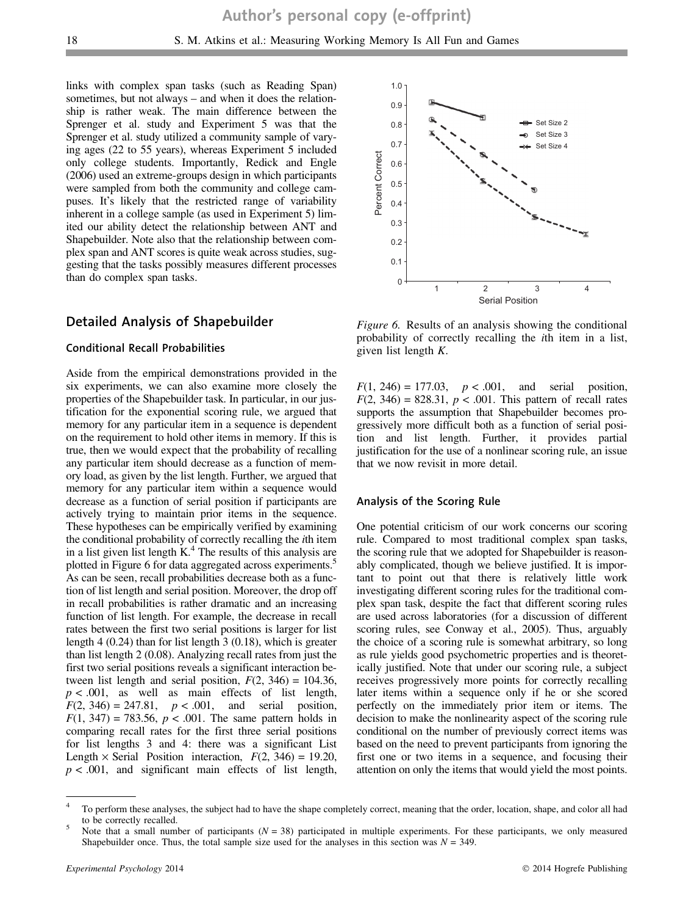links with complex span tasks (such as Reading Span) sometimes, but not always – and when it does the relationship is rather weak. The main difference between the Sprenger et al. study and Experiment 5 was that the Sprenger et al. study utilized a community sample of varying ages (22 to 55 years), whereas Experiment 5 included only college students. Importantly, Redick and Engle (2006) used an extreme-groups design in which participants were sampled from both the community and college campuses. It's likely that the restricted range of variability inherent in a college sample (as used in Experiment 5) limited our ability detect the relationship between ANT and Shapebuilder. Note also that the relationship between complex span and ANT scores is quite weak across studies, suggesting that the tasks possibly measures different processes than do complex span tasks.

## Detailed Analysis of Shapebuilder

### Conditional Recall Probabilities

Aside from the empirical demonstrations provided in the six experiments, we can also examine more closely the properties of the Shapebuilder task. In particular, in our justification for the exponential scoring rule, we argued that memory for any particular item in a sequence is dependent on the requirement to hold other items in memory. If this is true, then we would expect that the probability of recalling any particular item should decrease as a function of memory load, as given by the list length. Further, we argued that memory for any particular item within a sequence would decrease as a function of serial position if participants are actively trying to maintain prior items in the sequence. These hypotheses can be empirically verified by examining the conditional probability of correctly recalling the *i*th item in a list given list length K.[4] The results of this analysis are plotted in Figure 6 for data aggregated across experiments.[5] As can be seen, recall probabilities decrease both as a function of list length and serial position. Moreover, the drop off in recall probabilities is rather dramatic and an increasing function of list length. For example, the decrease in recall rates between the first two serial positions is larger for list length 4 (0.24) than for list length 3 (0.18), which is greater than list length 2 (0.08). Analyzing recall rates from just the first two serial positions reveals a significant interaction between list length and serial position, $F(2, 346) = 104.36$, $p < .001$, as well as main effects of list length, $F(2, 346) = 247.81$, $p < .001$, and serial position, $F(1, 347) = 783.56$, $p < .001$. The same pattern holds in comparing recall rates for the first three serial positions for list lengths 3 and 4: there was a significant List Length × Serial Position interaction, $F(2, 346) = 19.20$, $p < .001$, and significant main effects of list length, $F(1, 246) = 177.03$, $p < .001$, and serial position, $F(2, 346) = 828.31$, $p < .001$. This pattern of recall rates supports the assumption that Shapebuilder becomes progressively more difficult both as a function of serial position and list length. Further, it provides partial justification for the use of a nonlinear scoring rule, an issue that we now revisit in more detail.

*Figure 6.* Results of an analysis showing the conditional probability of correctly recalling the *i*th item in a list, given list length *K*.

### Analysis of the Scoring Rule

One potential criticism of our work concerns our scoring rule. Compared to most traditional complex span tasks, the scoring rule that we adopted for Shapebuilder is reasonably complicated, though we believe justified. It is important to point out that there is relatively little work investigating different scoring rules for the traditional complex span task, despite the fact that different scoring rules are used across laboratories (for a discussion of different scoring rules, see Conway et al., 2005). Thus, arguably the choice of a scoring rule is somewhat arbitrary, so long as rule yields good psychometric properties and is theoretically justified. Note that under our scoring rule, a subject receives progressively more points for correctly recalling later items within a sequence only if he or she scored perfectly on the immediately prior item or items. The decision to make the nonlinearity aspect of the scoring rule conditional on the number of previously correct items was based on the need to prevent participants from ignoring the first one or two items in a sequence, and focusing their attention on only the items that would yield the most points.

---

[4] To perform these analyses, the subject had to have the shape completely correct, meaning that the order, location, shape, and color all had to be correctly recalled.

[5] Note that a small number of participants ($N = 38$) participated in multiple experiments. For these participants, we only measured Shapebuilder once. Thus, the total sample size used for the analyses in this section was $N = 349$.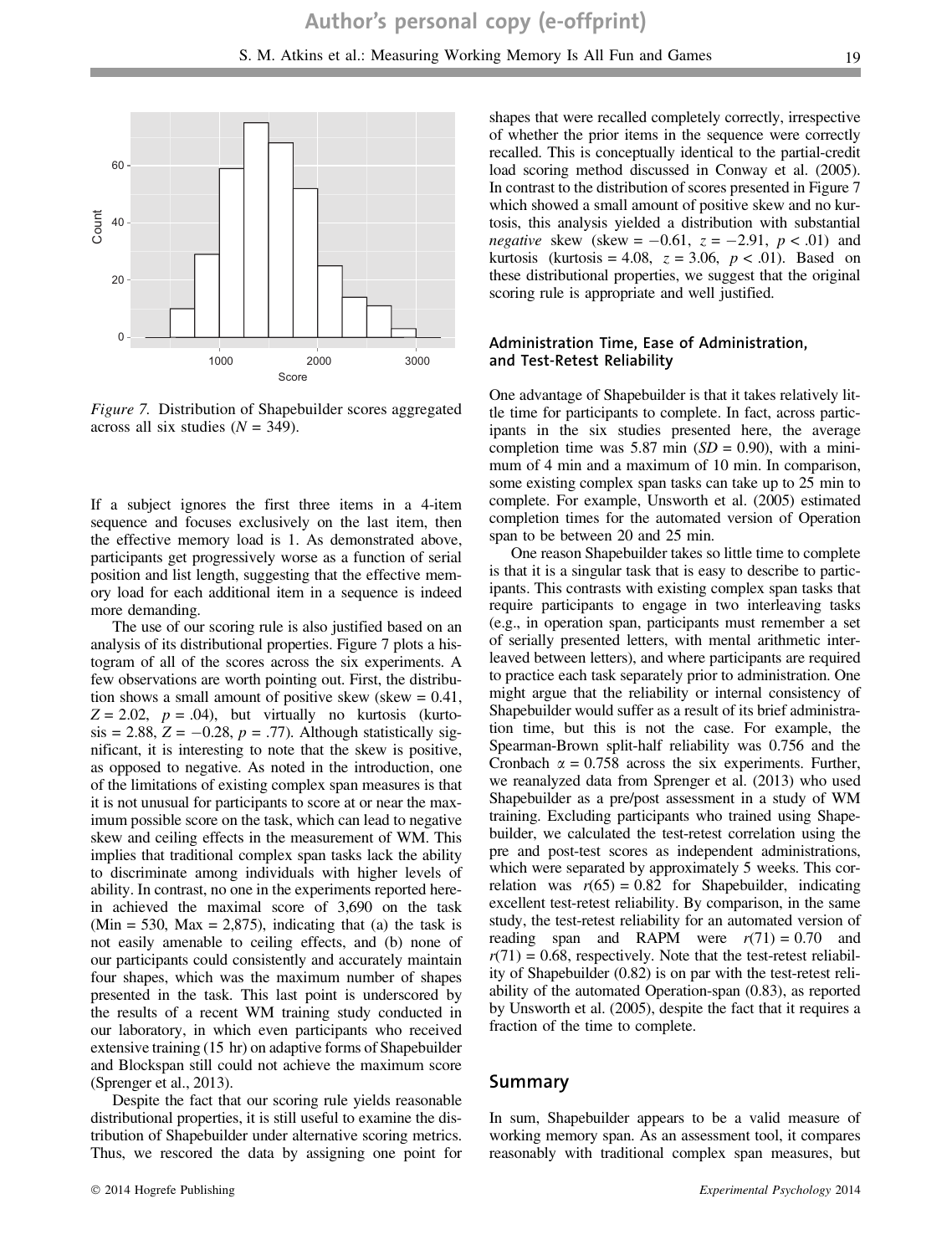Figure 7. Distribution of Shapebuilder scores aggregated across all six studies ($N = 349$).

If a subject ignores the first three items in a 4-item sequence and focuses exclusively on the last item, then the effective memory load is 1. As demonstrated above, participants get progressively worse as a function of serial position and list length, suggesting that the effective memory load for each additional item in a sequence is indeed more demanding.

The use of our scoring rule is also justified based on an analysis of its distributional properties. Figure 7 plots a histogram of all of the scores across the six experiments. A few observations are worth pointing out. First, the distribution shows a small amount of positive skew (skew = 0.41, $Z = 2.02$, $p = .04$), but virtually no kurtosis (kurtosis = 2.88, $Z = -0.28$, $p = .77$). Although statistically significant, it is interesting to note that the skew is positive, as opposed to negative. As noted in the introduction, one of the limitations of existing complex span measures is that it is not unusual for participants to score at or near the maximum possible score on the task, which can lead to negative skew and ceiling effects in the measurement of WM. This implies that traditional complex span tasks lack the ability to discriminate among individuals with higher levels of ability. In contrast, no one in the experiments reported herein achieved the maximal score of 3,690 on the task (Min = 530, Max = 2,875), indicating that (a) the task is not easily amenable to ceiling effects, and (b) none of our participants could consistently and accurately maintain four shapes, which was the maximum number of shapes presented in the task. This last point is underscored by the results of a recent WM training study conducted in our laboratory, in which even participants who received extensive training (15 hr) on adaptive forms of Shapebuilder and Blockspan still could not achieve the maximum score (Sprenger et al., 2013).

Despite the fact that our scoring rule yields reasonable distributional properties, it is still useful to examine the distribution of Shapebuilder under alternative scoring metrics. Thus, we rescored the data by assigning one point for shapes that were recalled completely correctly, irrespective of whether the prior items in the sequence were correctly recalled. This is conceptually identical to the partial-credit load scoring method discussed in Conway et al. (2005). In contrast to the distribution of scores presented in Figure 7 which showed a small amount of positive skew and no kurtosis, this analysis yielded a distribution with substantial *negative* skew (skew = −0.61, $z = -2.91$, $p < .01$) and kurtosis (kurtosis = 4.08, $z = 3.06$, $p < .01$). Based on these distributional properties, we suggest that the original scoring rule is appropriate and well justified.

### Administration Time, Ease of Administration, and Test-Retest Reliability

One advantage of Shapebuilder is that it takes relatively little time for participants to complete. In fact, across participants in the six studies presented here, the average completion time was 5.87 min ($SD = 0.90$), with a minimum of 4 min and a maximum of 10 min. In comparison, some existing complex span tasks can take up to 25 min to complete. For example, Unsworth et al. (2005) estimated completion times for the automated version of Operation span to be between 20 and 25 min.

One reason Shapebuilder takes so little time to complete is that it is a singular task that is easy to describe to participants. This contrasts with existing complex span tasks that require participants to engage in two interleaving tasks (e.g., in operation span, participants must remember a set of serially presented letters, with mental arithmetic interleaved between letters), and where participants are required to practice each task separately prior to administration. One might argue that the reliability or internal consistency of Shapebuilder would suffer as a result of its brief administration time, but this is not the case. For example, the Spearman-Brown split-half reliability was 0.756 and the Cronbach $\alpha = 0.758$ across the six experiments. Further, we reanalyzed data from Sprenger et al. (2013) who used Shapebuilder as a pre/post assessment in a study of WM training. Excluding participants who trained using Shapebuilder, we calculated the test-retest correlation using the pre and post-test scores as independent administrations, which were separated by approximately 5 weeks. This correlation was $r(65) = 0.82$ for Shapebuilder, indicating excellent test-retest reliability. By comparison, in the same study, the test-retest reliability for an automated version of reading span and RAPM were $r(71) = 0.70$ and $r(71) = 0.68$, respectively. Note that the test-retest reliability of Shapebuilder (0.82) is on par with the test-retest reliability of the automated Operation-span (0.83), as reported by Unsworth et al. (2005), despite the fact that it requires a fraction of the time to complete.

## Summary

In sum, Shapebuilder appears to be a valid measure of working memory span. As an assessment tool, it compares reasonably with traditional complex span measures, but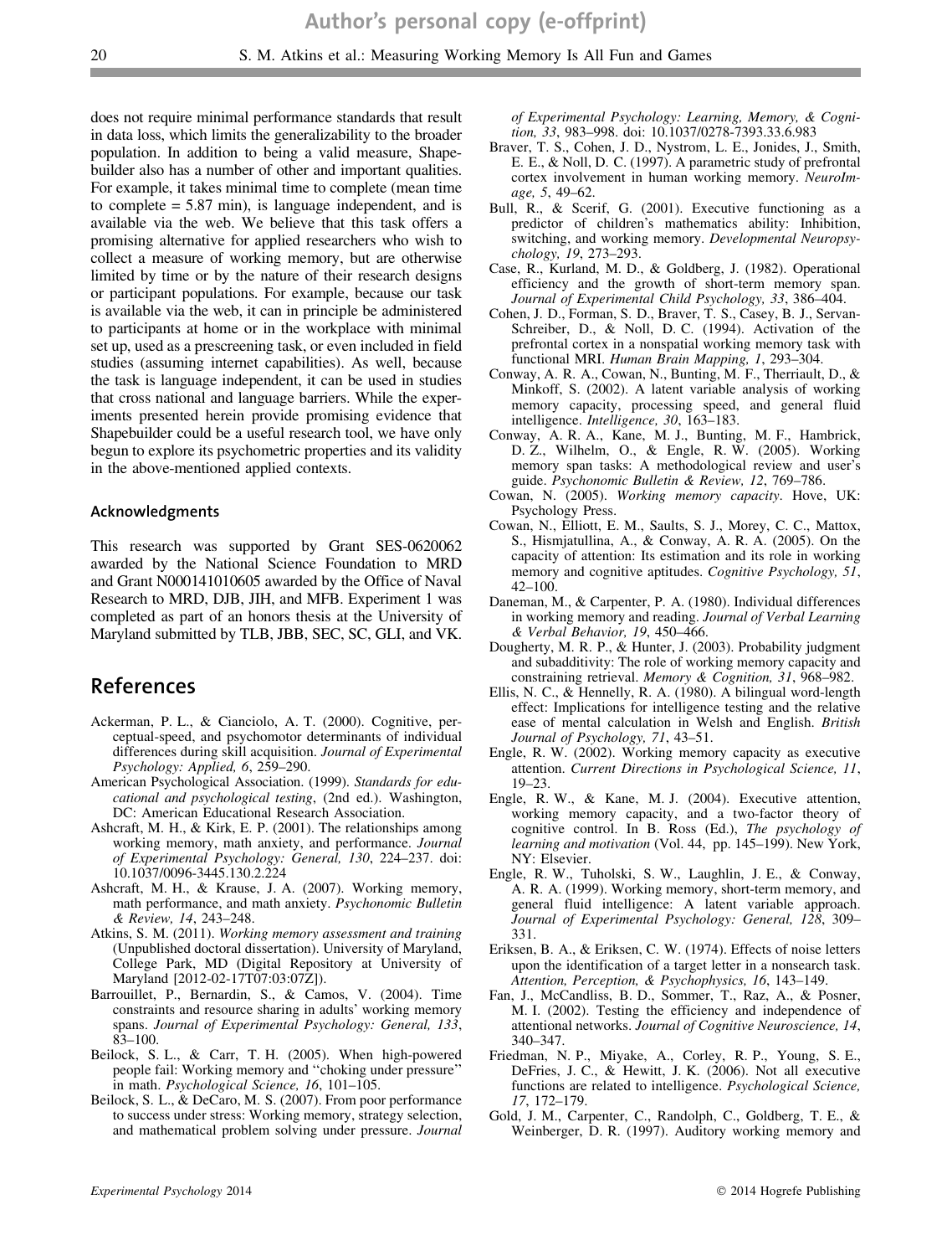does not require minimal performance standards that result in data loss, which limits the generalizability to the broader population. In addition to being a valid measure, Shapebuilder also has a number of other and important qualities. For example, it takes minimal time to complete (mean time to complete = 5.87 min), is language independent, and is available via the web. We believe that this task offers a promising alternative for applied researchers who wish to collect a measure of working memory, but are otherwise limited by time or by the nature of their research designs or participant populations. For example, because our task is available via the web, it can in principle be administered to participants at home or in the workplace with minimal set up, used as a prescreening task, or even included in field studies (assuming internet capabilities). As well, because the task is language independent, it can be used in studies that cross national and language barriers. While the experiments presented herein provide promising evidence that Shapebuilder could be a useful research tool, we have only begun to explore its psychometric properties and its validity in the above-mentioned applied contexts.

### Acknowledgments

This research was supported by Grant SES-0620062 awarded by the National Science Foundation to MRD and Grant N000141010605 awarded by the Office of Naval Research to MRD, DJB, JIH, and MFB. Experiment 1 was completed as part of an honors thesis at the University of Maryland submitted by TLB, JBB, SEC, SC, GLI, and VK.

## References

Ackerman, P. L., & Cianciolo, A. T. (2000). Cognitive, perceptual-speed, and psychomotor determinants of individual differences during skill acquisition. *Journal of Experimental Psychology: Applied, 6*, 259–290.

American Psychological Association. (1999). *Standards for educational and psychological testing*, (2nd ed.). Washington, DC: American Educational Research Association.

Ashcraft, M. H., & Kirk, E. P. (2001). The relationships among working memory, math anxiety, and performance. *Journal of Experimental Psychology: General, 130*, 224–237. doi: 10.1037/0096-3445.130.2.224

Ashcraft, M. H., & Krause, J. A. (2007). Working memory, math performance, and math anxiety. *Psychonomic Bulletin & Review, 14*, 243–248.

Atkins, S. M. (2011). *Working memory assessment and training* (Unpublished doctoral dissertation). University of Maryland, College Park, MD (Digital Repository at University of Maryland [2012-02-17T07:03:07Z]).

Barrouillet, P., Bernardin, S., & Camos, V. (2004). Time constraints and resource sharing in adults' working memory spans. *Journal of Experimental Psychology: General, 133*, 83–100.

Beilock, S. L., & Carr, T. H. (2005). When high-powered people fail: Working memory and "choking under pressure" in math. *Psychological Science, 16*, 101–105.

Beilock, S. L., & DeCaro, M. S. (2007). From poor performance to success under stress: Working memory, strategy selection, and mathematical problem solving under pressure. *Journal of Experimental Psychology: Learning, Memory, & Cognition, 33*, 983–998. doi: 10.1037/0278-7393.33.6.983

Braver, T. S., Cohen, J. D., Nystrom, L. E., Jonides, J., Smith, E. E., & Noll, D. C. (1997). A parametric study of prefrontal cortex involvement in human working memory. *NeuroImage, 5*, 49–62.

Bull, R., & Scerif, G. (2001). Executive functioning as a predictor of children's mathematics ability: Inhibition, switching, and working memory. *Developmental Neuropsychology, 19*, 273–293.

Case, R., Kurland, M. D., & Goldberg, J. (1982). Operational efficiency and the growth of short-term memory span. *Journal of Experimental Child Psychology, 33*, 386–404.

Cohen, J. D., Forman, S. D., Braver, T. S., Casey, B. J., Servan-Schreiber, D., & Noll, D. C. (1994). Activation of the prefrontal cortex in a nonspatial working memory task with functional MRI. *Human Brain Mapping, 1*, 293–304.

Conway, A. R. A., Cowan, N., Bunting, M. F., Therriault, D., & Minkoff, S. (2002). A latent variable analysis of working memory capacity, processing speed, and general fluid intelligence. *Intelligence, 30*, 163–183.

Conway, A. R. A., Kane, M. J., Bunting, M. F., Hambrick, D. Z., Wilhelm, O., & Engle, R. W. (2005). Working memory span tasks: A methodological review and user's guide. *Psychonomic Bulletin & Review, 12*, 769–786.

Cowan, N. (2005). *Working memory capacity*. Hove, UK: Psychology Press.

Cowan, N., Elliott, E. M., Saults, S. J., Morey, C. C., Mattox, S., Hismjatullina, A., & Conway, A. R. A. (2005). On the capacity of attention: Its estimation and its role in working memory and cognitive aptitudes. *Cognitive Psychology, 51*, 42–100.

Daneman, M., & Carpenter, P. A. (1980). Individual differences in working memory and reading. *Journal of Verbal Learning & Verbal Behavior, 19*, 450–466.

Dougherty, M. R. P., & Hunter, J. (2003). Probability judgment and subadditivity: The role of working memory capacity and constraining retrieval. *Memory & Cognition, 31*, 968–982.

Ellis, N. C., & Hennelly, R. A. (1980). A bilingual word-length effect: Implications for intelligence testing and the relative ease of mental calculation in Welsh and English. *British Journal of Psychology, 71*, 43–51.

Engle, R. W. (2002). Working memory capacity as executive attention. *Current Directions in Psychological Science, 11*, 19–23.

Engle, R. W., & Kane, M. J. (2004). Executive attention, working memory capacity, and a two-factor theory of cognitive control. In B. Ross (Ed.), *The psychology of learning and motivation* (Vol. 44, pp. 145–199). New York, NY: Elsevier.

Engle, R. W., Tuholski, S. W., Laughlin, J. E., & Conway, A. R. A. (1999). Working memory, short-term memory, and general fluid intelligence: A latent variable approach. *Journal of Experimental Psychology: General, 128*, 309–331.

Eriksen, B. A., & Eriksen, C. W. (1974). Effects of noise letters upon the identification of a target letter in a nonsearch task. *Attention, Perception, & Psychophysics, 16*, 143–149.

Fan, J., McCandliss, B. D., Sommer, T., Raz, A., & Posner, M. I. (2002). Testing the efficiency and independence of attentional networks. *Journal of Cognitive Neuroscience, 14*, 340–347.

Friedman, N. P., Miyake, A., Corley, R. P., Young, S. E., DeFries, J. C., & Hewitt, J. K. (2006). Not all executive functions are related to intelligence. *Psychological Science, 17*, 172–179.

Gold, J. M., Carpenter, C., Randolph, C., Goldberg, T. E., & Weinberger, D. R. (1997). Auditory working memory and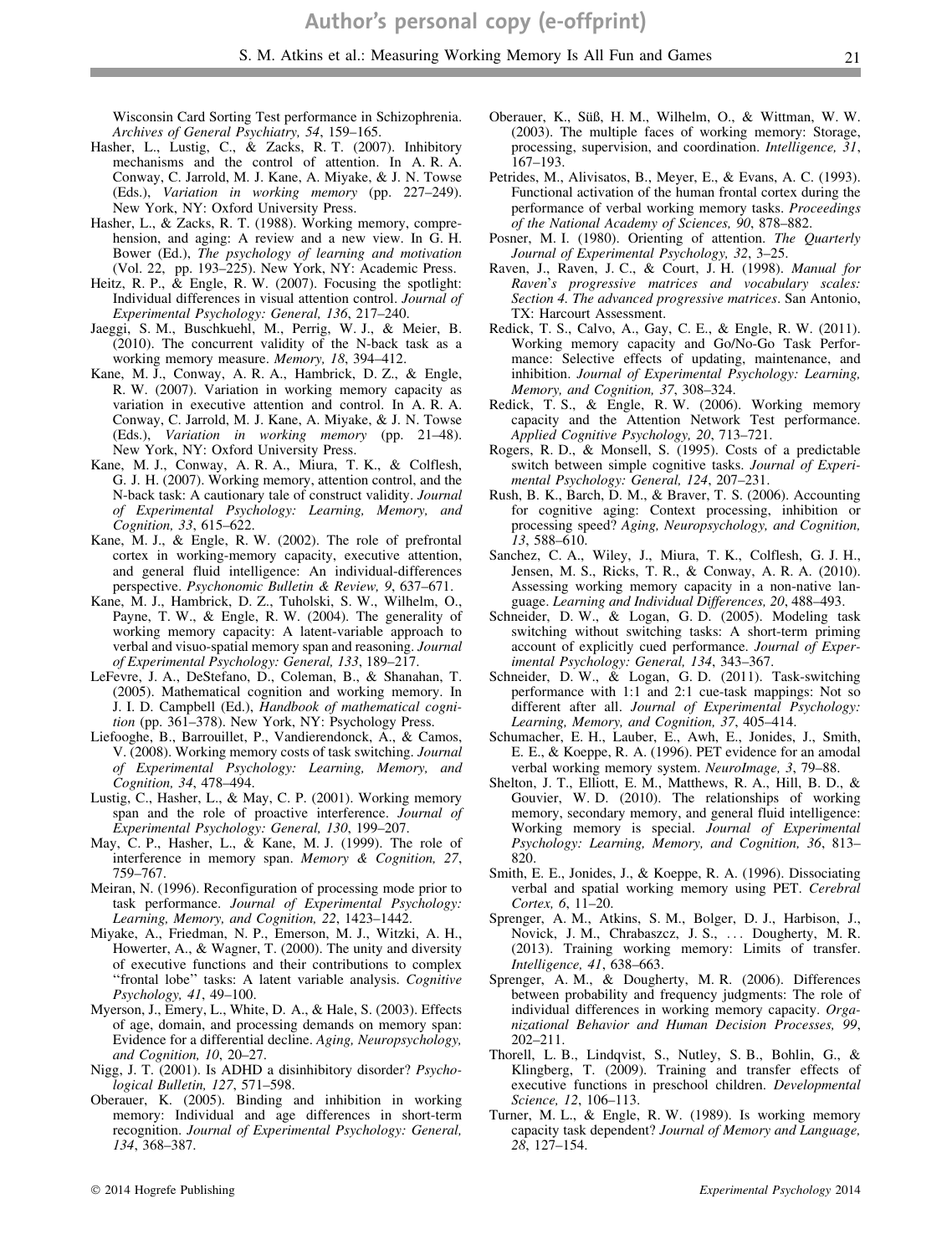Wisconsin Card Sorting Test performance in Schizophrenia. *Archives of General Psychiatry, 54*, 159–165.

Hasher, L., Lustig, C., & Zacks, R. T. (2007). Inhibitory mechanisms and the control of attention. In A. R. A. Conway, C. Jarrold, M. J. Kane, A. Miyake, & J. N. Towse (Eds.), *Variation in working memory* (pp. 227–249). New York, NY: Oxford University Press.

Hasher, L., & Zacks, R. T. (1988). Working memory, comprehension, and aging: A review and a new view. In G. H. Bower (Ed.), *The psychology of learning and motivation* (Vol. 22, pp. 193–225). New York, NY: Academic Press.

Heitz, R. P., & Engle, R. W. (2007). Focusing the spotlight: Individual differences in visual attention control. *Journal of Experimental Psychology: General, 136*, 217–240.

Jaeggi, S. M., Buschkuehl, M., Perrig, W. J., & Meier, B. (2010). The concurrent validity of the N-back task as a working memory measure. *Memory, 18*, 394–412.

Kane, M. J., Conway, A. R. A., Hambrick, D. Z., & Engle, R. W. (2007). Variation in working memory capacity as variation in executive attention and control. In A. R. A. Conway, C. Jarrold, M. J. Kane, A. Miyake, & J. N. Towse (Eds.), *Variation in working memory* (pp. 21–48). New York, NY: Oxford University Press.

Kane, M. J., Conway, A. R. A., Miura, T. K., & Colflesh, G. J. H. (2007). Working memory, attention control, and the N-back task: A cautionary tale of construct validity. *Journal of Experimental Psychology: Learning, Memory, and Cognition, 33*, 615–622.

Kane, M. J., & Engle, R. W. (2002). The role of prefrontal cortex in working-memory capacity, executive attention, and general fluid intelligence: An individual-differences perspective. *Psychonomic Bulletin & Review, 9*, 637–671.

Kane, M. J., Hambrick, D. Z., Tuholski, S. W., Wilhelm, O., Payne, T. W., & Engle, R. W. (2004). The generality of working memory capacity: A latent-variable approach to verbal and visuo-spatial memory span and reasoning. *Journal of Experimental Psychology: General, 133*, 189–217.

LeFevre, J. A., DeStefano, D., Coleman, B., & Shanahan, T. (2005). Mathematical cognition and working memory. In J. I. D. Campbell (Ed.), *Handbook of mathematical cognition* (pp. 361–378). New York, NY: Psychology Press.

Liefooghe, B., Barrouillet, P., Vandierendonck, A., & Camos, V. (2008). Working memory costs of task switching. *Journal of Experimental Psychology: Learning, Memory, and Cognition, 34*, 478–494.

Lustig, C., Hasher, L., & May, C. P. (2001). Working memory span and the role of proactive interference. *Journal of Experimental Psychology: General, 130*, 199–207.

May, C. P., Hasher, L., & Kane, M. J. (1999). The role of interference in memory span. *Memory & Cognition, 27*, 759–767.

Meiran, N. (1996). Reconfiguration of processing mode prior to task performance. *Journal of Experimental Psychology: Learning, Memory, and Cognition, 22*, 1423–1442.

Miyake, A., Friedman, N. P., Emerson, M. J., Witzki, A. H., Howerter, A., & Wagner, T. (2000). The unity and diversity of executive functions and their contributions to complex ''frontal lobe'' tasks: A latent variable analysis. *Cognitive Psychology, 41*, 49–100.

Myerson, J., Emery, L., White, D. A., & Hale, S. (2003). Effects of age, domain, and processing demands on memory span: Evidence for a differential decline. *Aging, Neuropsychology, and Cognition, 10*, 20–27.

Nigg, J. T. (2001). Is ADHD a disinhibitory disorder? *Psychological Bulletin, 127*, 571–598.

Oberauer, K. (2005). Binding and inhibition in working memory: Individual and age differences in short-term recognition. *Journal of Experimental Psychology: General, 134*, 368–387.

Oberauer, K., Süß, H. M., Wilhelm, O., & Wittman, W. W. (2003). The multiple faces of working memory: Storage, processing, supervision, and coordination. *Intelligence, 31*, 167–193.

Petrides, M., Alivisatos, B., Meyer, E., & Evans, A. C. (1993). Functional activation of the human frontal cortex during the performance of verbal working memory tasks. *Proceedings of the National Academy of Sciences, 90*, 878–882.

Posner, M. I. (1980). Orienting of attention. *The Quarterly Journal of Experimental Psychology, 32*, 3–25.

Raven, J., Raven, J. C., & Court, J. H. (1998). *Manual for Raven's progressive matrices and vocabulary scales: Section 4. The advanced progressive matrices*. San Antonio, TX: Harcourt Assessment.

Redick, T. S., Calvo, A., Gay, C. E., & Engle, R. W. (2011). Working memory capacity and Go/No-Go Task Performance: Selective effects of updating, maintenance, and inhibition. *Journal of Experimental Psychology: Learning, Memory, and Cognition, 37*, 308–324.

Redick, T. S., & Engle, R. W. (2006). Working memory capacity and the Attention Network Test performance. *Applied Cognitive Psychology, 20*, 713–721.

Rogers, R. D., & Monsell, S. (1995). Costs of a predictable switch between simple cognitive tasks. *Journal of Experimental Psychology: General, 124*, 207–231.

Rush, B. K., Barch, D. M., & Braver, T. S. (2006). Accounting for cognitive aging: Context processing, inhibition or processing speed? *Aging, Neuropsychology, and Cognition, 13*, 588–610.

Sanchez, C. A., Wiley, J., Miura, T. K., Colflesh, G. J. H., Jensen, M. S., Ricks, T. R., & Conway, A. R. A. (2010). Assessing working memory capacity in a non-native language. *Learning and Individual Differences, 20*, 488–493.

Schneider, D. W., & Logan, G. D. (2005). Modeling task switching without switching tasks: A short-term priming account of explicitly cued performance. *Journal of Experimental Psychology: General, 134*, 343–367.

Schneider, D. W., & Logan, G. D. (2011). Task-switching performance with 1:1 and 2:1 cue-task mappings: Not so different after all. *Journal of Experimental Psychology: Learning, Memory, and Cognition, 37*, 405–414.

Schumacher, E. H., Lauber, E., Awh, E., Jonides, J., Smith, E. E., & Koeppe, R. A. (1996). PET evidence for an amodal verbal working memory system. *NeuroImage, 3*, 79–88.

Shelton, J. T., Elliott, E. M., Matthews, R. A., Hill, B. D., & Gouvier, W. D. (2010). The relationships of working memory, secondary memory, and general fluid intelligence: Working memory is special. *Journal of Experimental Psychology: Learning, Memory, and Cognition, 36*, 813–820.

Smith, E. E., Jonides, J., & Koeppe, R. A. (1996). Dissociating verbal and spatial working memory using PET. *Cerebral Cortex, 6*, 11–20.

Sprenger, A. M., Atkins, S. M., Bolger, D. J., Harbison, J., Novick, J. M., Chrabaszcz, J. S., ... Dougherty, M. R. (2013). Training working memory: Limits of transfer. *Intelligence, 41*, 638–663.

Sprenger, A. M., & Dougherty, M. R. (2006). Differences between probability and frequency judgments: The role of individual differences in working memory capacity. *Organizational Behavior and Human Decision Processes, 99*, 202–211.

Thorell, L. B., Lindqvist, S., Nutley, S. B., Bohlin, G., & Klingberg, T. (2009). Training and transfer effects of executive functions in preschool children. *Developmental Science, 12*, 106–113.

Turner, M. L., & Engle, R. W. (1989). Is working memory capacity task dependent? *Journal of Memory and Language, 28*, 127–154.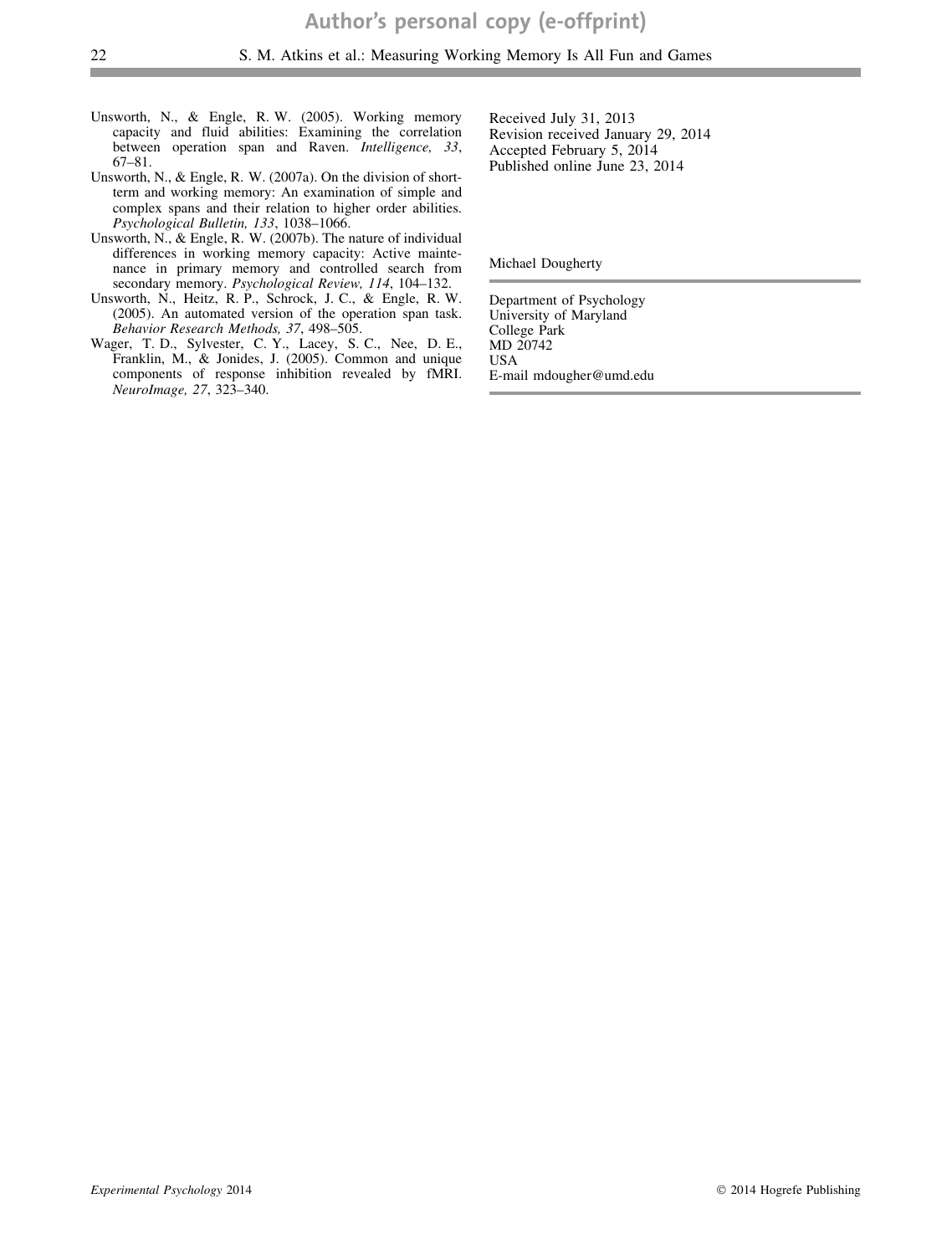Unsworth, N., & Engle, R. W. (2005). Working memory capacity and fluid abilities: Examining the correlation between operation span and Raven. *Intelligence, 33*, 67–81.

Unsworth, N., & Engle, R. W. (2007a). On the division of short-term and working memory: An examination of simple and complex spans and their relation to higher order abilities. *Psychological Bulletin, 133*, 1038–1066.

Unsworth, N., & Engle, R. W. (2007b). The nature of individual differences in working memory capacity: Active maintenance in primary memory and controlled search from secondary memory. *Psychological Review, 114*, 104–132.

Unsworth, N., Heitz, R. P., Schrock, J. C., & Engle, R. W. (2005). An automated version of the operation span task. *Behavior Research Methods, 37*, 498–505.

Wager, T. D., Sylvester, C. Y., Lacey, S. C., Nee, D. E., Franklin, M., & Jonides, J. (2005). Common and unique components of response inhibition revealed by fMRI. *NeuroImage, 27*, 323–340.

Received July 31, 2013
Revision received January 29, 2014
Accepted February 5, 2014
Published online June 23, 2014

Michael Dougherty

Department of Psychology
University of Maryland
College Park
MD 20742
USA
E-mail mdougher@umd.edu